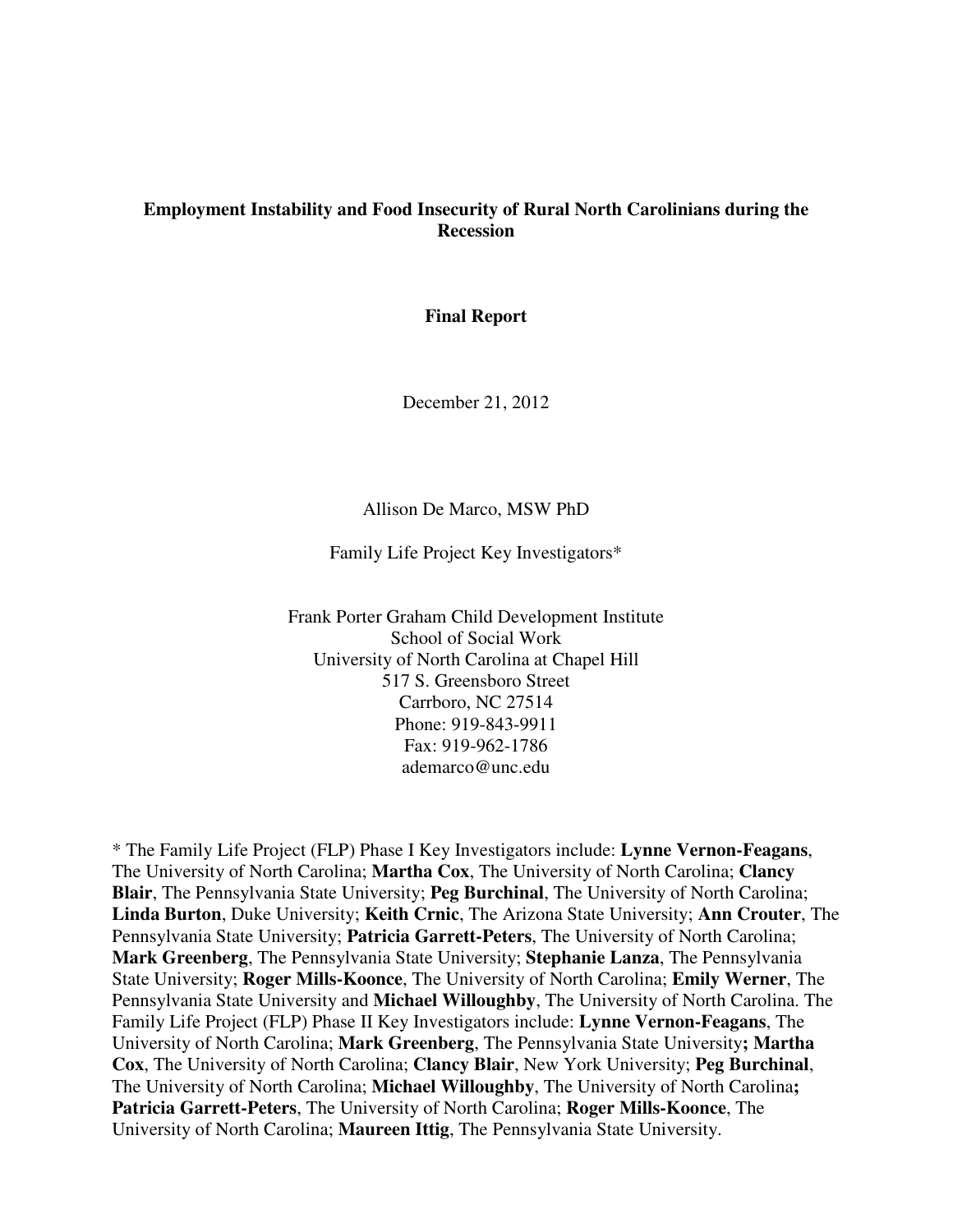# Employment Instability and Food Insecurity of Rural North Carolinians during the Recession

**Final Report**

December 21, 2012

Allison De Marco, MSW PhD

Family Life Project Key Investigators*

Frank Porter Graham Child Development Institute
School of Social Work
University of North Carolina at Chapel Hill
517 S. Greensboro Street
Carrboro, NC 27514
Phone: 919-843-9911
Fax: 919-962-1786
ademarco@unc.edu

\* The Family Life Project (FLP) Phase I Key Investigators include: **Lynne Vernon-Feagans**, The University of North Carolina; **Martha Cox**, The University of North Carolina; **Clancy Blair**, The Pennsylvania State University; **Peg Burchinal**, The University of North Carolina; **Linda Burton**, Duke University; **Keith Crnic**, The Arizona State University; **Ann Crouter**, The Pennsylvania State University; **Patricia Garrett-Peters**, The University of North Carolina; **Mark Greenberg**, The Pennsylvania State University; **Stephanie Lanza**, The Pennsylvania State University; **Roger Mills-Koonce**, The University of North Carolina; **Emily Werner**, The Pennsylvania State University and **Michael Willoughby**, The University of North Carolina. The Family Life Project (FLP) Phase II Key Investigators include: **Lynne Vernon-Feagans**, The University of North Carolina; **Mark Greenberg**, The Pennsylvania State University**; Martha Cox**, The University of North Carolina; **Clancy Blair**, New York University; **Peg Burchinal**, The University of North Carolina; **Michael Willoughby**, The University of North Carolina**; Patricia Garrett-Peters**, The University of North Carolina; **Roger Mills-Koonce**, The University of North Carolina; **Maureen Ittig**, The Pennsylvania State University.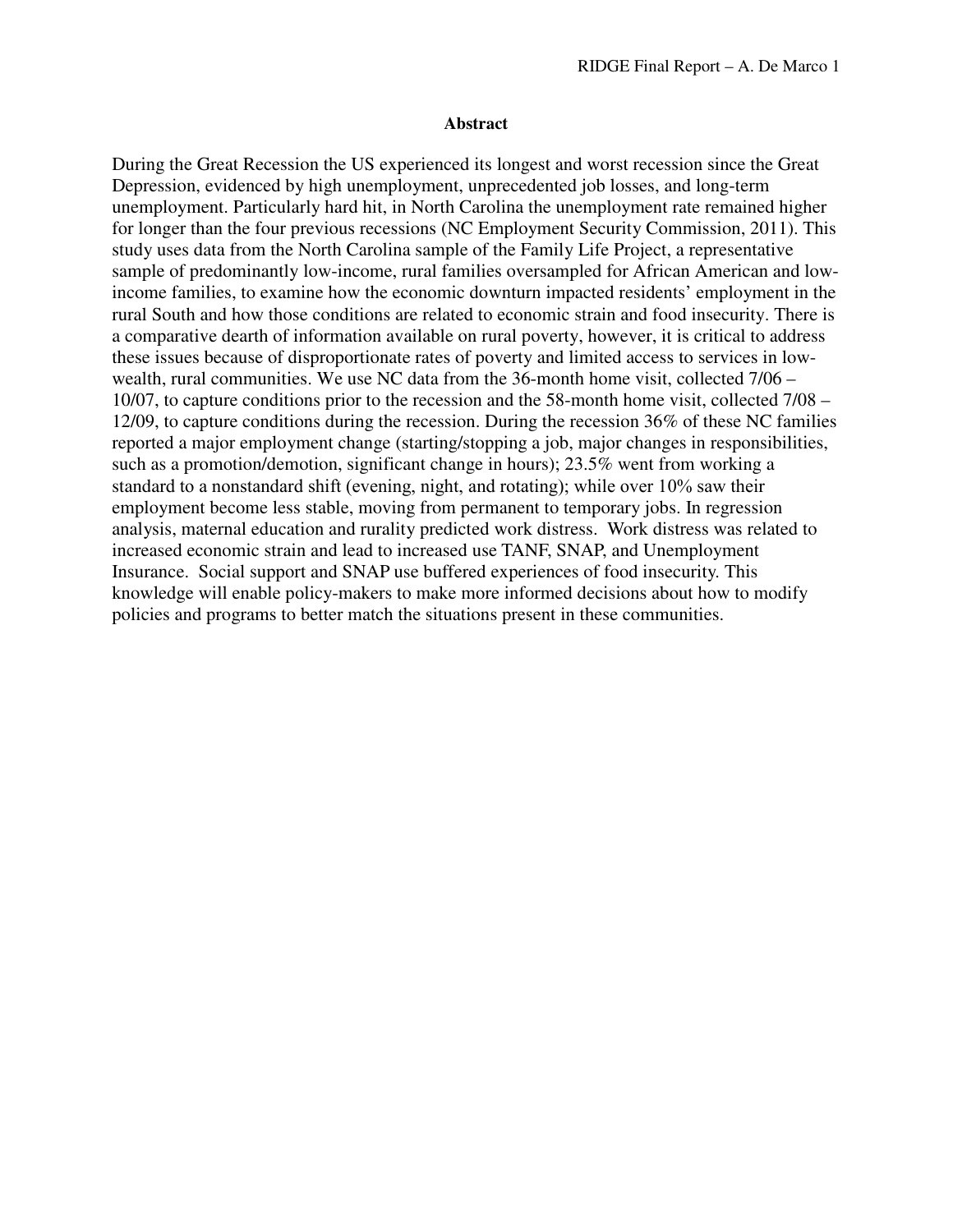**Abstract**

During the Great Recession the US experienced its longest and worst recession since the Great Depression, evidenced by high unemployment, unprecedented job losses, and long-term unemployment. Particularly hard hit, in North Carolina the unemployment rate remained higher for longer than the four previous recessions (NC Employment Security Commission, 2011). This study uses data from the North Carolina sample of the Family Life Project, a representative sample of predominantly low-income, rural families oversampled for African American and low-income families, to examine how the economic downturn impacted residents' employment in the rural South and how those conditions are related to economic strain and food insecurity. There is a comparative dearth of information available on rural poverty, however, it is critical to address these issues because of disproportionate rates of poverty and limited access to services in low-wealth, rural communities. We use NC data from the 36-month home visit, collected 7/06 – 10/07, to capture conditions prior to the recession and the 58-month home visit, collected 7/08 – 12/09, to capture conditions during the recession. During the recession 36% of these NC families reported a major employment change (starting/stopping a job, major changes in responsibilities, such as a promotion/demotion, significant change in hours); 23.5% went from working a standard to a nonstandard shift (evening, night, and rotating); while over 10% saw their employment become less stable, moving from permanent to temporary jobs. In regression analysis, maternal education and rurality predicted work distress. Work distress was related to increased economic strain and lead to increased use TANF, SNAP, and Unemployment Insurance. Social support and SNAP use buffered experiences of food insecurity. This knowledge will enable policy-makers to make more informed decisions about how to modify policies and programs to better match the situations present in these communities.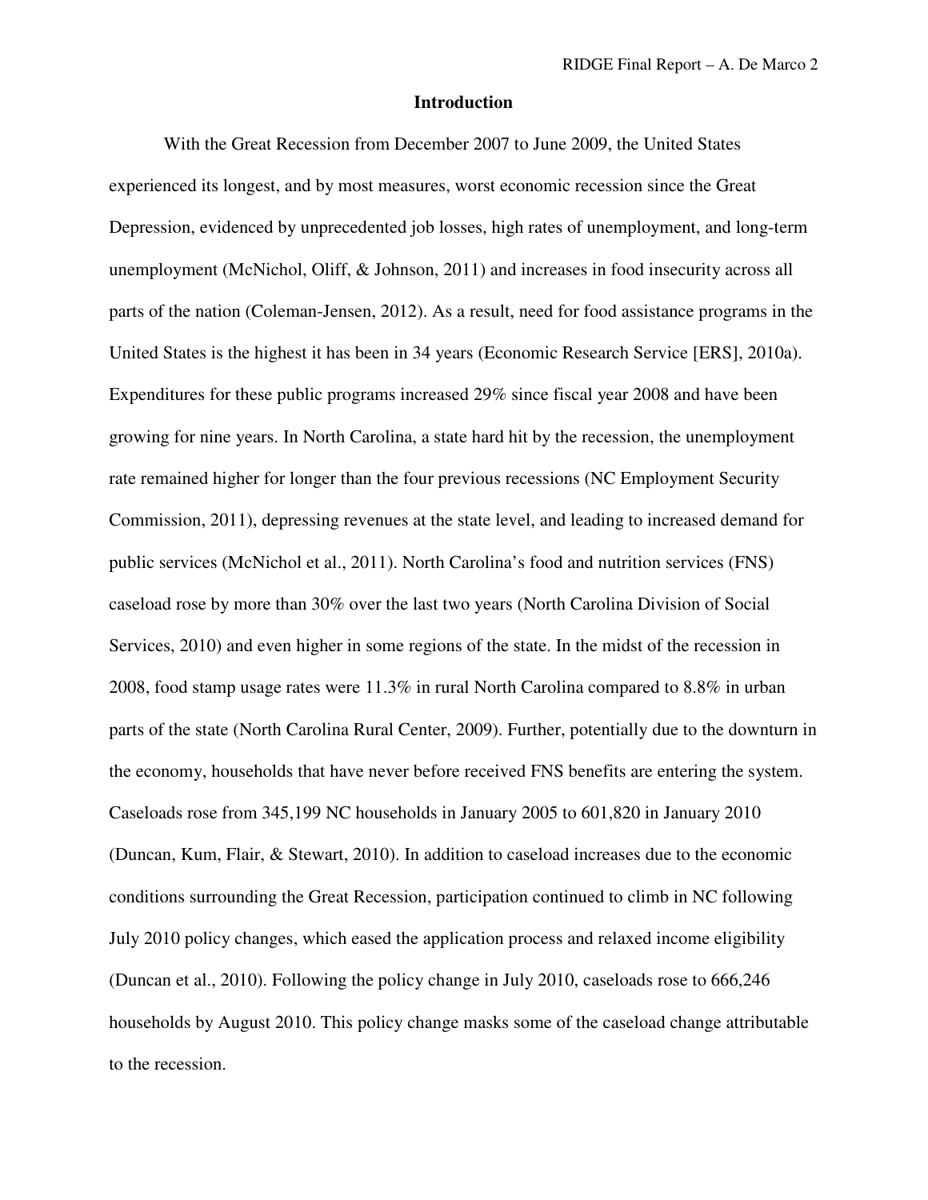## Introduction

With the Great Recession from December 2007 to June 2009, the United States experienced its longest, and by most measures, worst economic recession since the Great Depression, evidenced by unprecedented job losses, high rates of unemployment, and long-term unemployment (McNichol, Oliff, & Johnson, 2011) and increases in food insecurity across all parts of the nation (Coleman-Jensen, 2012). As a result, need for food assistance programs in the United States is the highest it has been in 34 years (Economic Research Service [ERS], 2010a). Expenditures for these public programs increased 29% since fiscal year 2008 and have been growing for nine years. In North Carolina, a state hard hit by the recession, the unemployment rate remained higher for longer than the four previous recessions (NC Employment Security Commission, 2011), depressing revenues at the state level, and leading to increased demand for public services (McNichol et al., 2011). North Carolina's food and nutrition services (FNS) caseload rose by more than 30% over the last two years (North Carolina Division of Social Services, 2010) and even higher in some regions of the state. In the midst of the recession in 2008, food stamp usage rates were 11.3% in rural North Carolina compared to 8.8% in urban parts of the state (North Carolina Rural Center, 2009). Further, potentially due to the downturn in the economy, households that have never before received FNS benefits are entering the system. Caseloads rose from 345,199 NC households in January 2005 to 601,820 in January 2010 (Duncan, Kum, Flair, & Stewart, 2010). In addition to caseload increases due to the economic conditions surrounding the Great Recession, participation continued to climb in NC following July 2010 policy changes, which eased the application process and relaxed income eligibility (Duncan et al., 2010). Following the policy change in July 2010, caseloads rose to 666,246 households by August 2010. This policy change masks some of the caseload change attributable to the recession.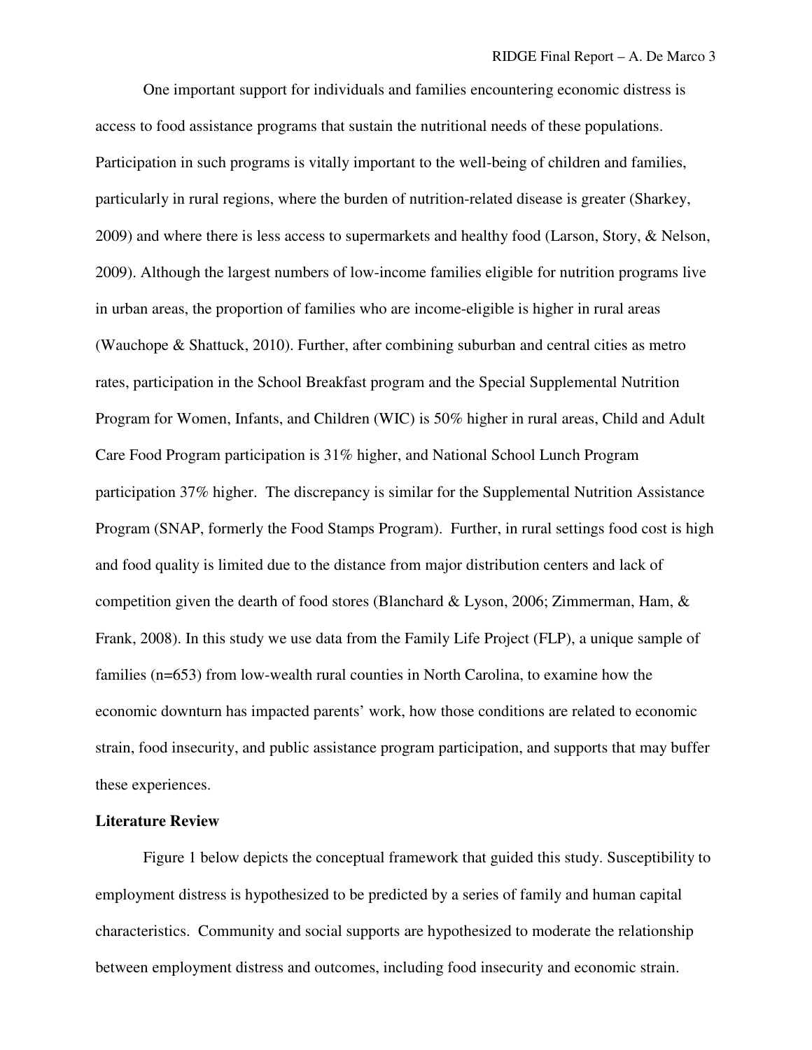One important support for individuals and families encountering economic distress is access to food assistance programs that sustain the nutritional needs of these populations. Participation in such programs is vitally important to the well-being of children and families, particularly in rural regions, where the burden of nutrition-related disease is greater (Sharkey, 2009) and where there is less access to supermarkets and healthy food (Larson, Story, & Nelson, 2009). Although the largest numbers of low-income families eligible for nutrition programs live in urban areas, the proportion of families who are income-eligible is higher in rural areas (Wauchope & Shattuck, 2010). Further, after combining suburban and central cities as metro rates, participation in the School Breakfast program and the Special Supplemental Nutrition Program for Women, Infants, and Children (WIC) is 50% higher in rural areas, Child and Adult Care Food Program participation is 31% higher, and National School Lunch Program participation 37% higher. The discrepancy is similar for the Supplemental Nutrition Assistance Program (SNAP, formerly the Food Stamps Program). Further, in rural settings food cost is high and food quality is limited due to the distance from major distribution centers and lack of competition given the dearth of food stores (Blanchard & Lyson, 2006; Zimmerman, Ham, & Frank, 2008). In this study we use data from the Family Life Project (FLP), a unique sample of families (n=653) from low-wealth rural counties in North Carolina, to examine how the economic downturn has impacted parents' work, how those conditions are related to economic strain, food insecurity, and public assistance program participation, and supports that may buffer these experiences.

**Literature Review**

Figure 1 below depicts the conceptual framework that guided this study. Susceptibility to employment distress is hypothesized to be predicted by a series of family and human capital characteristics. Community and social supports are hypothesized to moderate the relationship between employment distress and outcomes, including food insecurity and economic strain.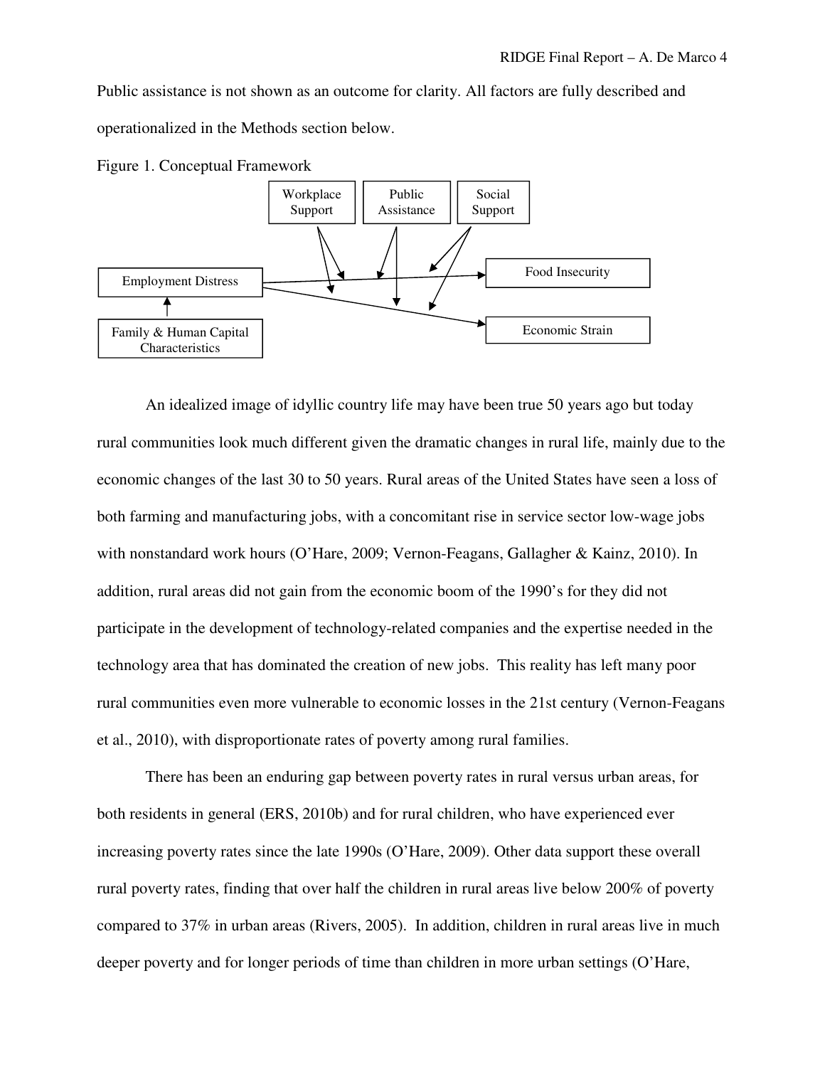Public assistance is not shown as an outcome for clarity. All factors are fully described and operationalized in the Methods section below.

Figure 1. Conceptual Framework

Workplace Support

Public Assistance

Social Support

Employment Distress

Food Insecurity

Economic Strain

Family & Human Capital Characteristics

An idealized image of idyllic country life may have been true 50 years ago but today rural communities look much different given the dramatic changes in rural life, mainly due to the economic changes of the last 30 to 50 years. Rural areas of the United States have seen a loss of both farming and manufacturing jobs, with a concomitant rise in service sector low-wage jobs with nonstandard work hours (O'Hare, 2009; Vernon-Feagans, Gallagher & Kainz, 2010). In addition, rural areas did not gain from the economic boom of the 1990's for they did not participate in the development of technology-related companies and the expertise needed in the technology area that has dominated the creation of new jobs. This reality has left many poor rural communities even more vulnerable to economic losses in the 21st century (Vernon-Feagans et al., 2010), with disproportionate rates of poverty among rural families.

There has been an enduring gap between poverty rates in rural versus urban areas, for both residents in general (ERS, 2010b) and for rural children, who have experienced ever increasing poverty rates since the late 1990s (O'Hare, 2009). Other data support these overall rural poverty rates, finding that over half the children in rural areas live below 200% of poverty compared to 37% in urban areas (Rivers, 2005). In addition, children in rural areas live in much deeper poverty and for longer periods of time than children in more urban settings (O'Hare,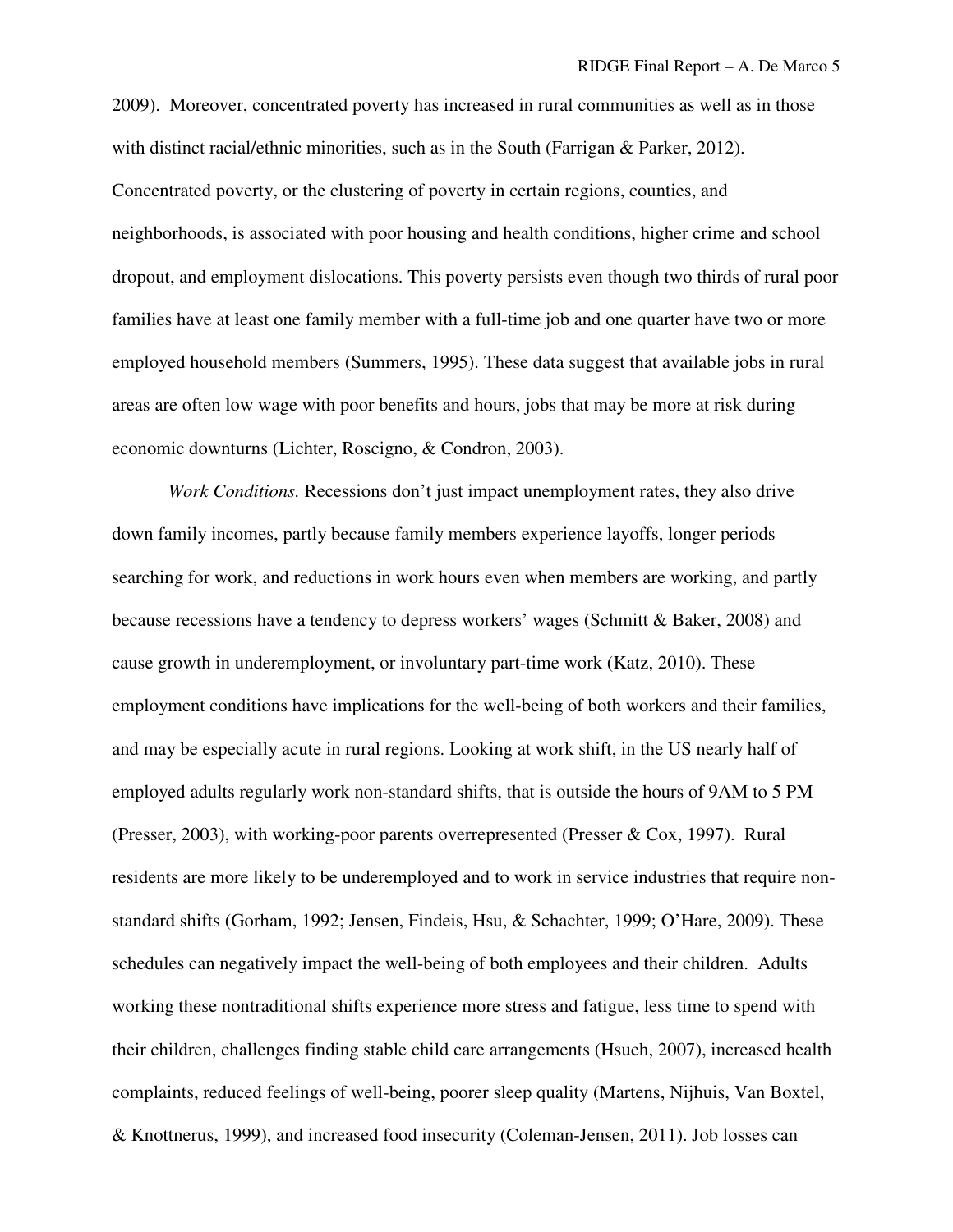2009). Moreover, concentrated poverty has increased in rural communities as well as in those with distinct racial/ethnic minorities, such as in the South (Farrigan & Parker, 2012). Concentrated poverty, or the clustering of poverty in certain regions, counties, and neighborhoods, is associated with poor housing and health conditions, higher crime and school dropout, and employment dislocations. This poverty persists even though two thirds of rural poor families have at least one family member with a full-time job and one quarter have two or more employed household members (Summers, 1995). These data suggest that available jobs in rural areas are often low wage with poor benefits and hours, jobs that may be more at risk during economic downturns (Lichter, Roscigno, & Condron, 2003).

*Work Conditions.* Recessions don't just impact unemployment rates, they also drive down family incomes, partly because family members experience layoffs, longer periods searching for work, and reductions in work hours even when members are working, and partly because recessions have a tendency to depress workers' wages (Schmitt & Baker, 2008) and cause growth in underemployment, or involuntary part-time work (Katz, 2010). These employment conditions have implications for the well-being of both workers and their families, and may be especially acute in rural regions. Looking at work shift, in the US nearly half of employed adults regularly work non-standard shifts, that is outside the hours of 9AM to 5 PM (Presser, 2003), with working-poor parents overrepresented (Presser & Cox, 1997). Rural residents are more likely to be underemployed and to work in service industries that require non-standard shifts (Gorham, 1992; Jensen, Findeis, Hsu, & Schachter, 1999; O'Hare, 2009). These schedules can negatively impact the well-being of both employees and their children. Adults working these nontraditional shifts experience more stress and fatigue, less time to spend with their children, challenges finding stable child care arrangements (Hsueh, 2007), increased health complaints, reduced feelings of well-being, poorer sleep quality (Martens, Nijhuis, Van Boxtel, & Knottnerus, 1999), and increased food insecurity (Coleman-Jensen, 2011). Job losses can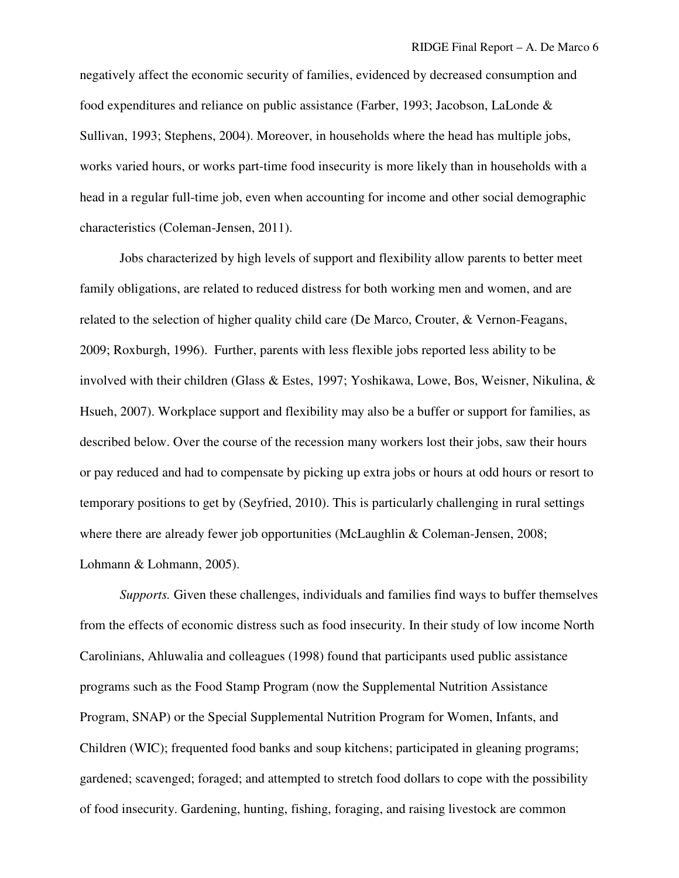negatively affect the economic security of families, evidenced by decreased consumption and food expenditures and reliance on public assistance (Farber, 1993; Jacobson, LaLonde & Sullivan, 1993; Stephens, 2004). Moreover, in households where the head has multiple jobs, works varied hours, or works part-time food insecurity is more likely than in households with a head in a regular full-time job, even when accounting for income and other social demographic characteristics (Coleman-Jensen, 2011).

Jobs characterized by high levels of support and flexibility allow parents to better meet family obligations, are related to reduced distress for both working men and women, and are related to the selection of higher quality child care (De Marco, Crouter, & Vernon-Feagans, 2009; Roxburgh, 1996). Further, parents with less flexible jobs reported less ability to be involved with their children (Glass & Estes, 1997; Yoshikawa, Lowe, Bos, Weisner, Nikulina, & Hsueh, 2007). Workplace support and flexibility may also be a buffer or support for families, as described below. Over the course of the recession many workers lost their jobs, saw their hours or pay reduced and had to compensate by picking up extra jobs or hours at odd hours or resort to temporary positions to get by (Seyfried, 2010). This is particularly challenging in rural settings where there are already fewer job opportunities (McLaughlin & Coleman-Jensen, 2008; Lohmann & Lohmann, 2005).

*Supports.* Given these challenges, individuals and families find ways to buffer themselves from the effects of economic distress such as food insecurity. In their study of low income North Carolinians, Ahluwalia and colleagues (1998) found that participants used public assistance programs such as the Food Stamp Program (now the Supplemental Nutrition Assistance Program, SNAP) or the Special Supplemental Nutrition Program for Women, Infants, and Children (WIC); frequented food banks and soup kitchens; participated in gleaning programs; gardened; scavenged; foraged; and attempted to stretch food dollars to cope with the possibility of food insecurity. Gardening, hunting, fishing, foraging, and raising livestock are common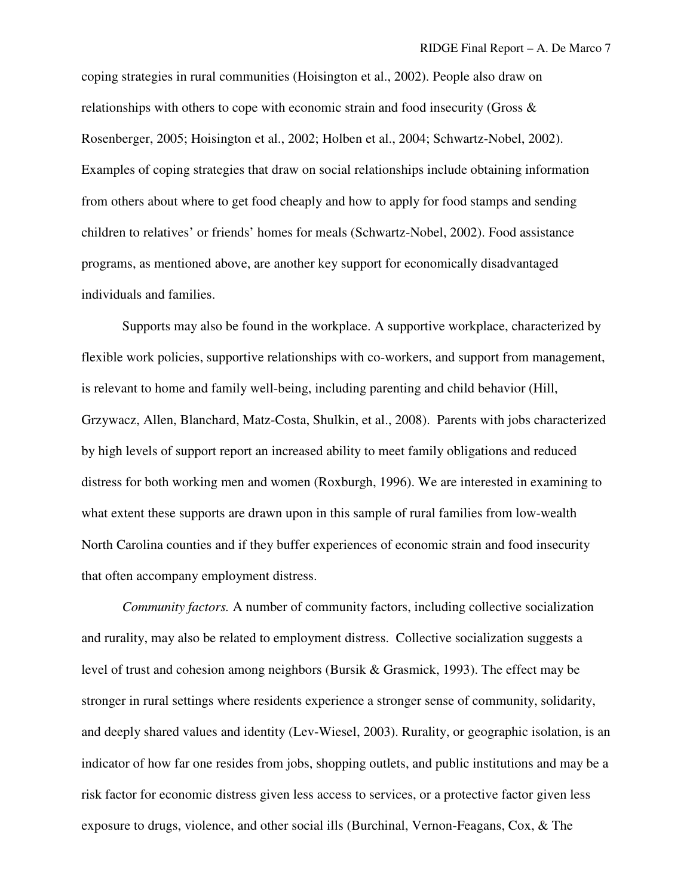coping strategies in rural communities (Hoisington et al., 2002). People also draw on relationships with others to cope with economic strain and food insecurity (Gross & Rosenberger, 2005; Hoisington et al., 2002; Holben et al., 2004; Schwartz-Nobel, 2002). Examples of coping strategies that draw on social relationships include obtaining information from others about where to get food cheaply and how to apply for food stamps and sending children to relatives' or friends' homes for meals (Schwartz-Nobel, 2002). Food assistance programs, as mentioned above, are another key support for economically disadvantaged individuals and families.

Supports may also be found in the workplace. A supportive workplace, characterized by flexible work policies, supportive relationships with co-workers, and support from management, is relevant to home and family well-being, including parenting and child behavior (Hill, Grzywacz, Allen, Blanchard, Matz-Costa, Shulkin, et al., 2008). Parents with jobs characterized by high levels of support report an increased ability to meet family obligations and reduced distress for both working men and women (Roxburgh, 1996). We are interested in examining to what extent these supports are drawn upon in this sample of rural families from low-wealth North Carolina counties and if they buffer experiences of economic strain and food insecurity that often accompany employment distress.

*Community factors.* A number of community factors, including collective socialization and rurality, may also be related to employment distress. Collective socialization suggests a level of trust and cohesion among neighbors (Bursik & Grasmick, 1993). The effect may be stronger in rural settings where residents experience a stronger sense of community, solidarity, and deeply shared values and identity (Lev-Wiesel, 2003). Rurality, or geographic isolation, is an indicator of how far one resides from jobs, shopping outlets, and public institutions and may be a risk factor for economic distress given less access to services, or a protective factor given less exposure to drugs, violence, and other social ills (Burchinal, Vernon-Feagans, Cox, & The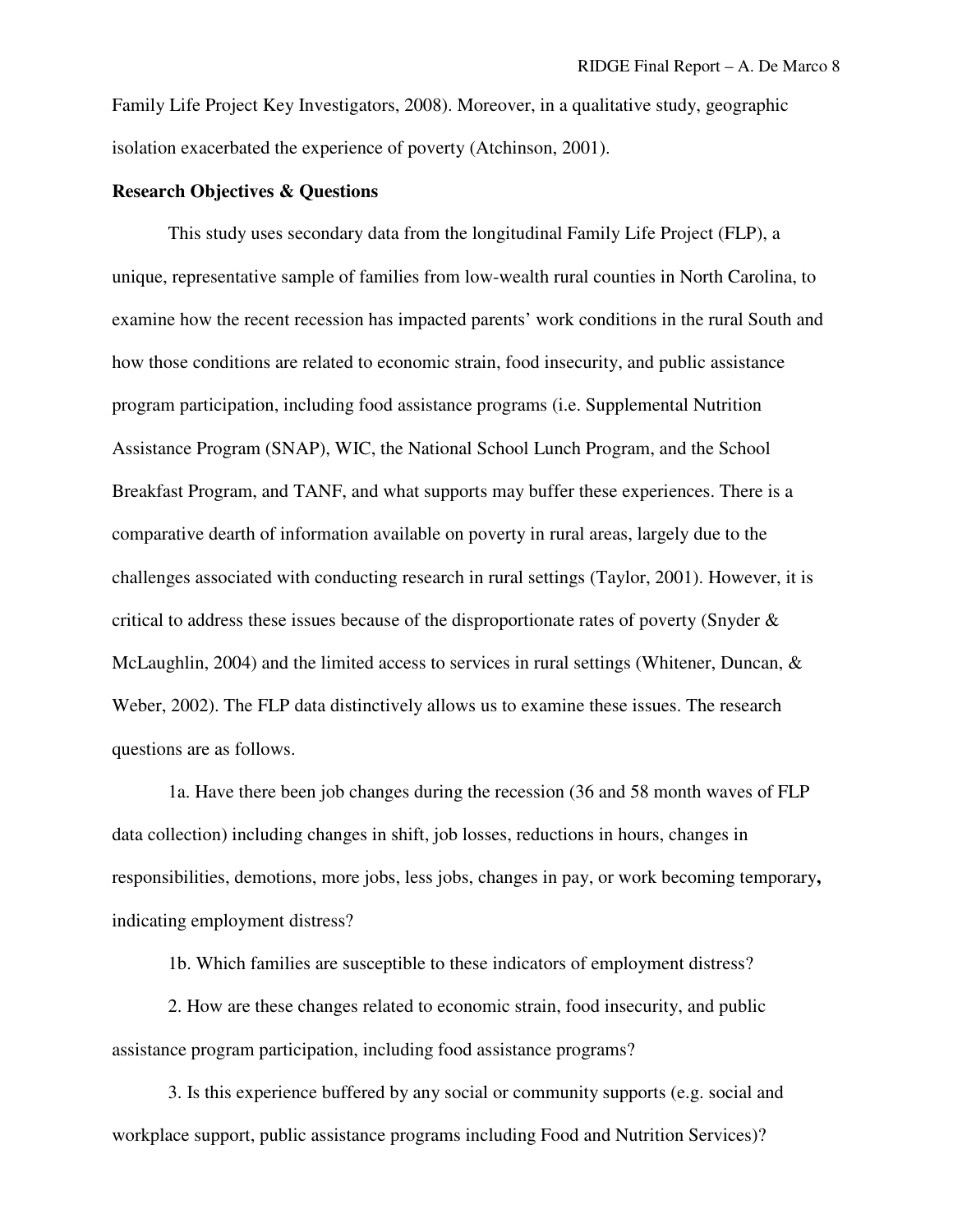Family Life Project Key Investigators, 2008). Moreover, in a qualitative study, geographic isolation exacerbated the experience of poverty (Atchinson, 2001).

**Research Objectives & Questions**

This study uses secondary data from the longitudinal Family Life Project (FLP), a unique, representative sample of families from low-wealth rural counties in North Carolina, to examine how the recent recession has impacted parents' work conditions in the rural South and how those conditions are related to economic strain, food insecurity, and public assistance program participation, including food assistance programs (i.e. Supplemental Nutrition Assistance Program (SNAP), WIC, the National School Lunch Program, and the School Breakfast Program, and TANF, and what supports may buffer these experiences. There is a comparative dearth of information available on poverty in rural areas, largely due to the challenges associated with conducting research in rural settings (Taylor, 2001). However, it is critical to address these issues because of the disproportionate rates of poverty (Snyder & McLaughlin, 2004) and the limited access to services in rural settings (Whitener, Duncan, & Weber, 2002). The FLP data distinctively allows us to examine these issues. The research questions are as follows.

1a. Have there been job changes during the recession (36 and 58 month waves of FLP data collection) including changes in shift, job losses, reductions in hours, changes in responsibilities, demotions, more jobs, less jobs, changes in pay, or work becoming temporary**,** indicating employment distress?

1b. Which families are susceptible to these indicators of employment distress?

2. How are these changes related to economic strain, food insecurity, and public assistance program participation, including food assistance programs?

3. Is this experience buffered by any social or community supports (e.g. social and workplace support, public assistance programs including Food and Nutrition Services)?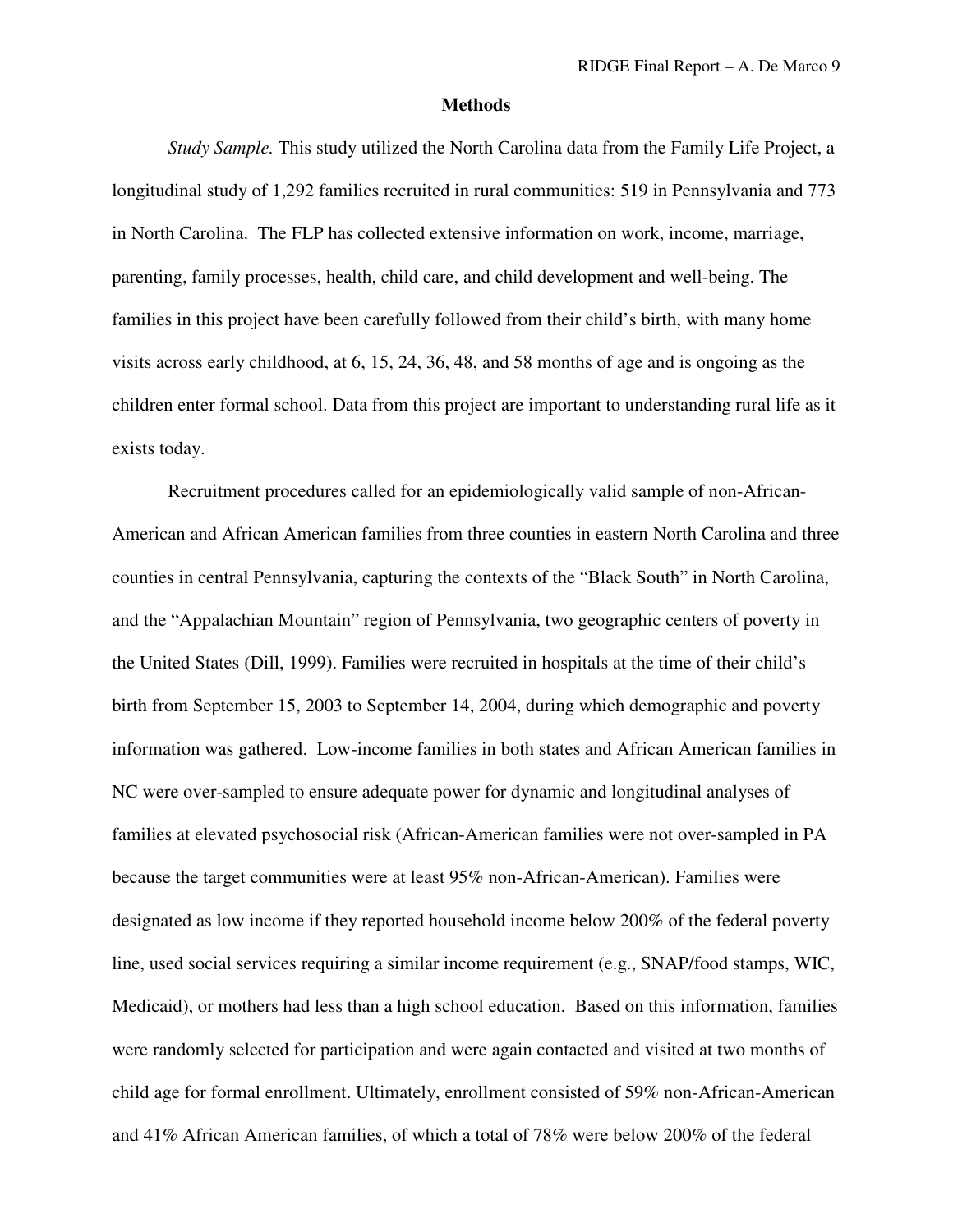## Methods

*Study Sample.* This study utilized the North Carolina data from the Family Life Project, a longitudinal study of 1,292 families recruited in rural communities: 519 in Pennsylvania and 773 in North Carolina. The FLP has collected extensive information on work, income, marriage, parenting, family processes, health, child care, and child development and well-being. The families in this project have been carefully followed from their child's birth, with many home visits across early childhood, at 6, 15, 24, 36, 48, and 58 months of age and is ongoing as the children enter formal school. Data from this project are important to understanding rural life as it exists today.

Recruitment procedures called for an epidemiologically valid sample of non-African-American and African American families from three counties in eastern North Carolina and three counties in central Pennsylvania, capturing the contexts of the "Black South" in North Carolina, and the "Appalachian Mountain" region of Pennsylvania, two geographic centers of poverty in the United States (Dill, 1999). Families were recruited in hospitals at the time of their child's birth from September 15, 2003 to September 14, 2004, during which demographic and poverty information was gathered. Low-income families in both states and African American families in NC were over-sampled to ensure adequate power for dynamic and longitudinal analyses of families at elevated psychosocial risk (African-American families were not over-sampled in PA because the target communities were at least 95% non-African-American). Families were designated as low income if they reported household income below 200% of the federal poverty line, used social services requiring a similar income requirement (e.g., SNAP/food stamps, WIC, Medicaid), or mothers had less than a high school education. Based on this information, families were randomly selected for participation and were again contacted and visited at two months of child age for formal enrollment. Ultimately, enrollment consisted of 59% non-African-American and 41% African American families, of which a total of 78% were below 200% of the federal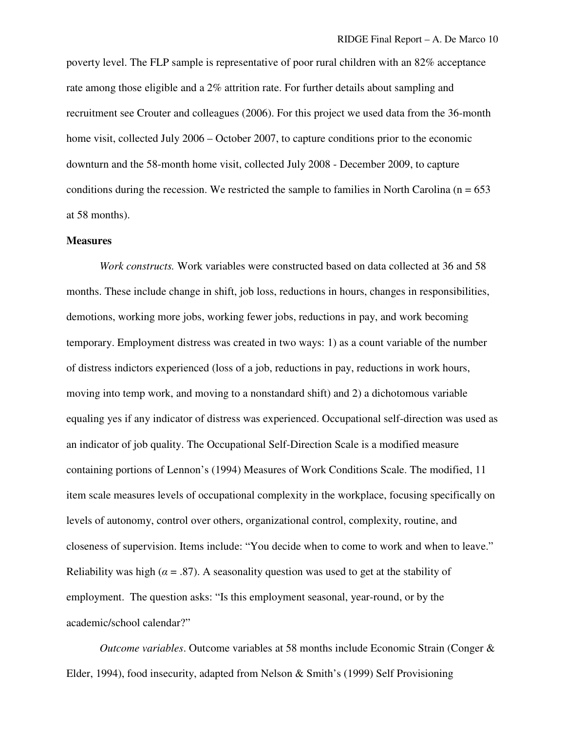poverty level. The FLP sample is representative of poor rural children with an 82% acceptance rate among those eligible and a 2% attrition rate. For further details about sampling and recruitment see Crouter and colleagues (2006). For this project we used data from the 36-month home visit, collected July 2006 – October 2007, to capture conditions prior to the economic downturn and the 58-month home visit, collected July 2008 - December 2009, to capture conditions during the recession. We restricted the sample to families in North Carolina (n = 653 at 58 months).

**Measures**

*Work constructs.* Work variables were constructed based on data collected at 36 and 58 months. These include change in shift, job loss, reductions in hours, changes in responsibilities, demotions, working more jobs, working fewer jobs, reductions in pay, and work becoming temporary. Employment distress was created in two ways: 1) as a count variable of the number of distress indictors experienced (loss of a job, reductions in pay, reductions in work hours, moving into temp work, and moving to a nonstandard shift) and 2) a dichotomous variable equaling yes if any indicator of distress was experienced. Occupational self-direction was used as an indicator of job quality. The Occupational Self-Direction Scale is a modified measure containing portions of Lennon's (1994) Measures of Work Conditions Scale. The modified, 11 item scale measures levels of occupational complexity in the workplace, focusing specifically on levels of autonomy, control over others, organizational control, complexity, routine, and closeness of supervision. Items include: "You decide when to come to work and when to leave." Reliability was high ($\alpha = .87$). A seasonality question was used to get at the stability of employment. The question asks: "Is this employment seasonal, year-round, or by the academic/school calendar?"

*Outcome variables*. Outcome variables at 58 months include Economic Strain (Conger & Elder, 1994), food insecurity, adapted from Nelson & Smith's (1999) Self Provisioning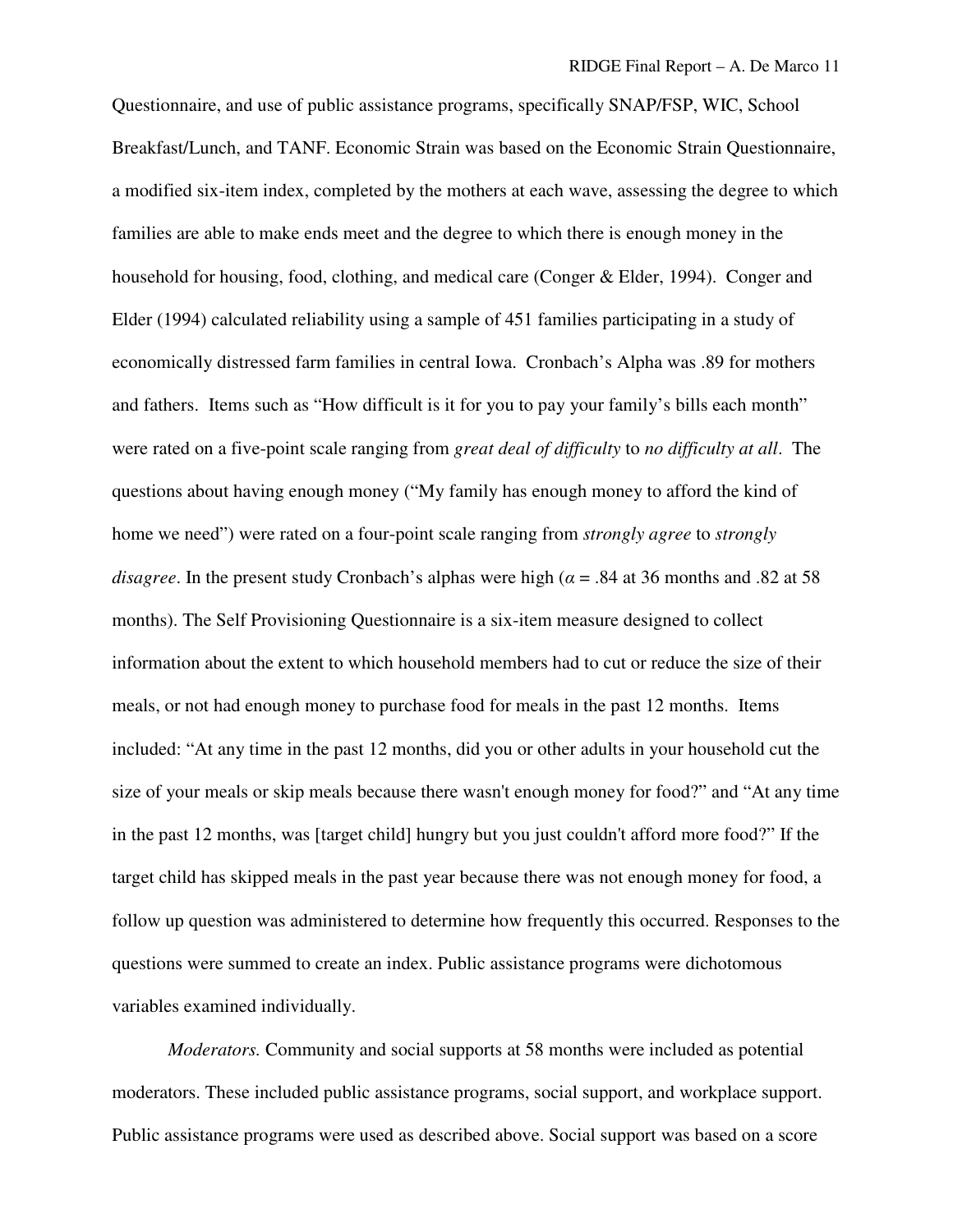Questionnaire, and use of public assistance programs, specifically SNAP/FSP, WIC, School Breakfast/Lunch, and TANF. Economic Strain was based on the Economic Strain Questionnaire, a modified six-item index, completed by the mothers at each wave, assessing the degree to which families are able to make ends meet and the degree to which there is enough money in the household for housing, food, clothing, and medical care (Conger & Elder, 1994). Conger and Elder (1994) calculated reliability using a sample of 451 families participating in a study of economically distressed farm families in central Iowa. Cronbach's Alpha was .89 for mothers and fathers. Items such as "How difficult is it for you to pay your family's bills each month" were rated on a five-point scale ranging from *great deal of difficulty* to *no difficulty at all*. The questions about having enough money ("My family has enough money to afford the kind of home we need") were rated on a four-point scale ranging from *strongly agree* to *strongly disagree*. In the present study Cronbach's alphas were high ($\alpha$ = .84 at 36 months and .82 at 58 months). The Self Provisioning Questionnaire is a six-item measure designed to collect information about the extent to which household members had to cut or reduce the size of their meals, or not had enough money to purchase food for meals in the past 12 months. Items included: "At any time in the past 12 months, did you or other adults in your household cut the size of your meals or skip meals because there wasn't enough money for food?" and "At any time in the past 12 months, was [target child] hungry but you just couldn't afford more food?" If the target child has skipped meals in the past year because there was not enough money for food, a follow up question was administered to determine how frequently this occurred. Responses to the questions were summed to create an index. Public assistance programs were dichotomous variables examined individually.

*Moderators.* Community and social supports at 58 months were included as potential moderators. These included public assistance programs, social support, and workplace support. Public assistance programs were used as described above. Social support was based on a score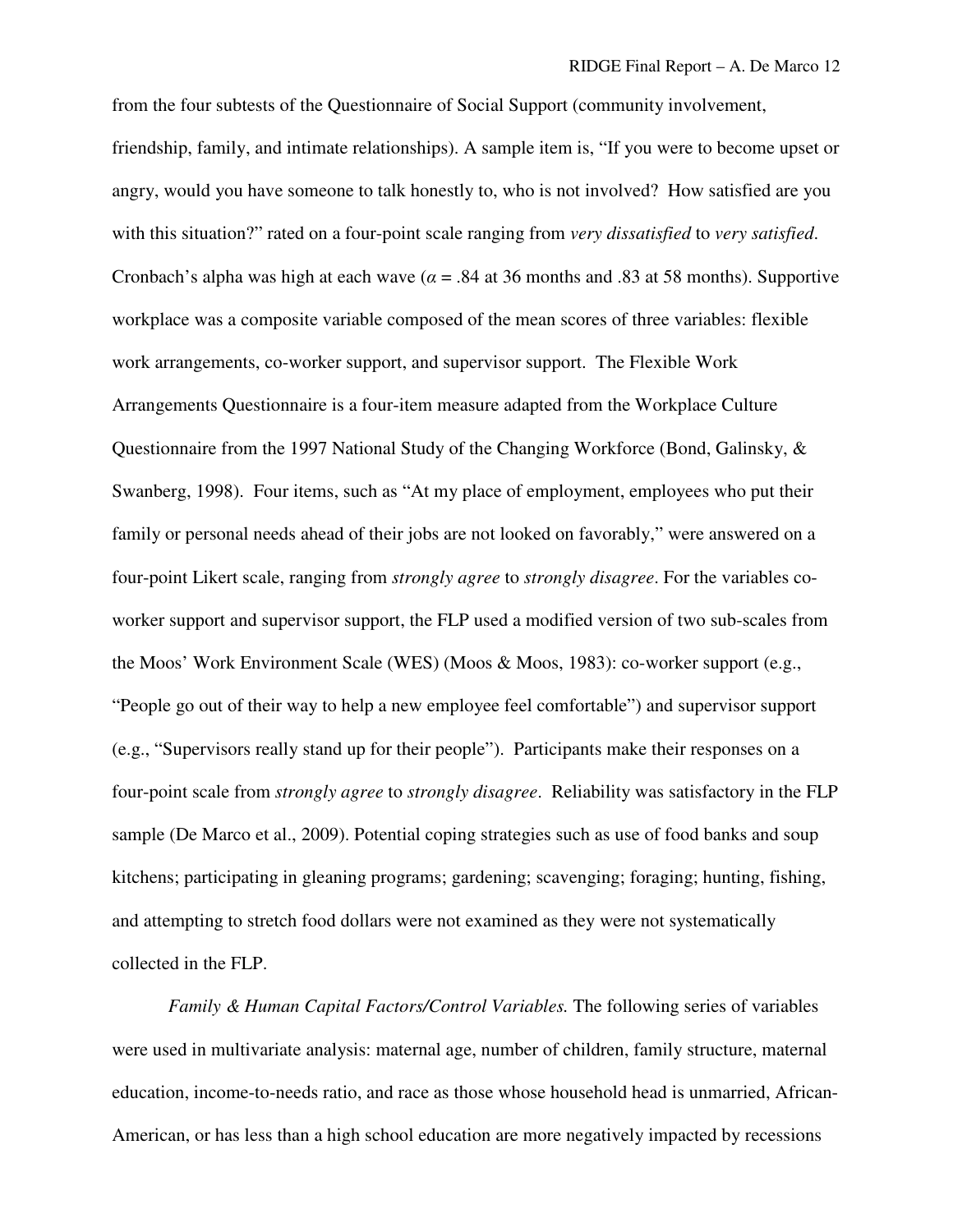from the four subtests of the Questionnaire of Social Support (community involvement, friendship, family, and intimate relationships). A sample item is, "If you were to become upset or angry, would you have someone to talk honestly to, who is not involved? How satisfied are you with this situation?" rated on a four-point scale ranging from *very dissatisfied* to *very satisfied*. Cronbach's alpha was high at each wave ($\alpha$ = .84 at 36 months and .83 at 58 months). Supportive workplace was a composite variable composed of the mean scores of three variables: flexible work arrangements, co-worker support, and supervisor support. The Flexible Work Arrangements Questionnaire is a four-item measure adapted from the Workplace Culture Questionnaire from the 1997 National Study of the Changing Workforce (Bond, Galinsky, & Swanberg, 1998). Four items, such as "At my place of employment, employees who put their family or personal needs ahead of their jobs are not looked on favorably," were answered on a four-point Likert scale, ranging from *strongly agree* to *strongly disagree*. For the variables co-worker support and supervisor support, the FLP used a modified version of two sub-scales from the Moos' Work Environment Scale (WES) (Moos & Moos, 1983): co-worker support (e.g., "People go out of their way to help a new employee feel comfortable") and supervisor support (e.g., "Supervisors really stand up for their people"). Participants make their responses on a four-point scale from *strongly agree* to *strongly disagree*. Reliability was satisfactory in the FLP sample (De Marco et al., 2009). Potential coping strategies such as use of food banks and soup kitchens; participating in gleaning programs; gardening; scavenging; foraging; hunting, fishing, and attempting to stretch food dollars were not examined as they were not systematically collected in the FLP.

*Family & Human Capital Factors/Control Variables.* The following series of variables were used in multivariate analysis: maternal age, number of children, family structure, maternal education, income-to-needs ratio, and race as those whose household head is unmarried, African-American, or has less than a high school education are more negatively impacted by recessions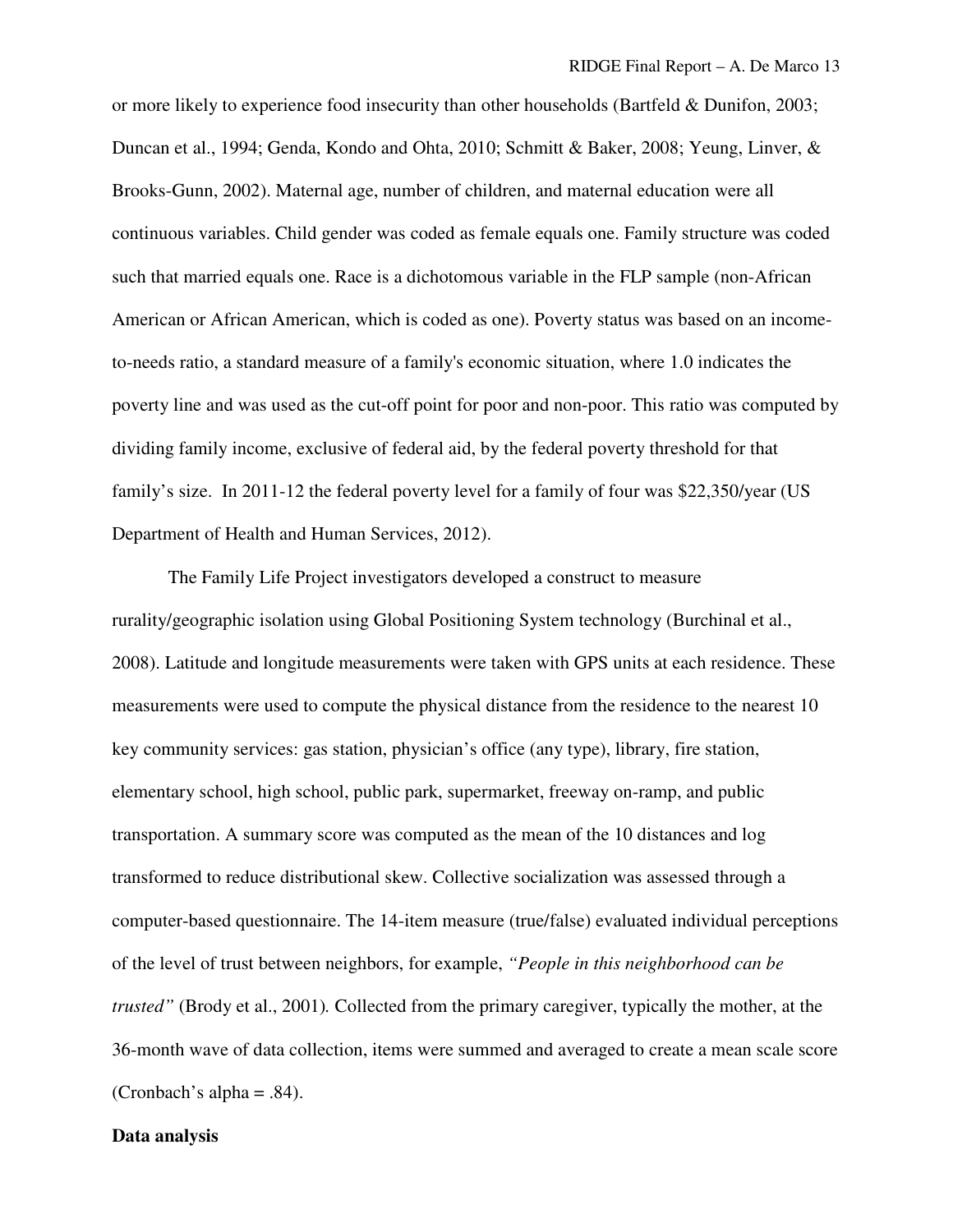or more likely to experience food insecurity than other households (Bartfeld & Dunifon, 2003; Duncan et al., 1994; Genda, Kondo and Ohta, 2010; Schmitt & Baker, 2008; Yeung, Linver, & Brooks-Gunn, 2002). Maternal age, number of children, and maternal education were all continuous variables. Child gender was coded as female equals one. Family structure was coded such that married equals one. Race is a dichotomous variable in the FLP sample (non-African American or African American, which is coded as one). Poverty status was based on an income-to-needs ratio, a standard measure of a family's economic situation, where 1.0 indicates the poverty line and was used as the cut-off point for poor and non-poor. This ratio was computed by dividing family income, exclusive of federal aid, by the federal poverty threshold for that family's size. In 2011-12 the federal poverty level for a family of four was $22,350/year (US Department of Health and Human Services, 2012).

The Family Life Project investigators developed a construct to measure rurality/geographic isolation using Global Positioning System technology (Burchinal et al., 2008). Latitude and longitude measurements were taken with GPS units at each residence. These measurements were used to compute the physical distance from the residence to the nearest 10 key community services: gas station, physician's office (any type), library, fire station, elementary school, high school, public park, supermarket, freeway on-ramp, and public transportation. A summary score was computed as the mean of the 10 distances and log transformed to reduce distributional skew. Collective socialization was assessed through a computer-based questionnaire. The 14-item measure (true/false) evaluated individual perceptions of the level of trust between neighbors, for example, *"People in this neighborhood can be trusted"* (Brody et al., 2001). Collected from the primary caregiver, typically the mother, at the 36-month wave of data collection, items were summed and averaged to create a mean scale score (Cronbach's alpha = .84).

**Data analysis**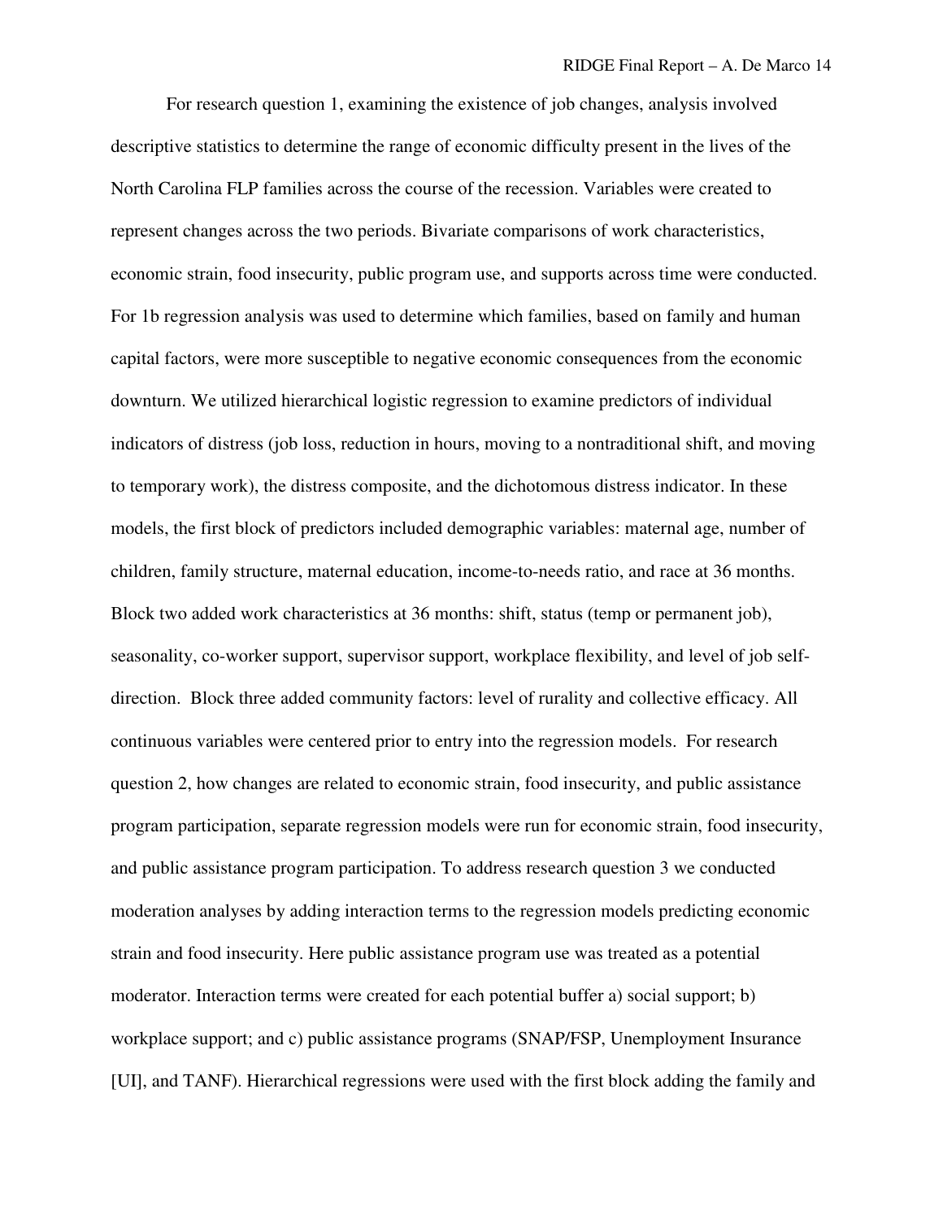For research question 1, examining the existence of job changes, analysis involved descriptive statistics to determine the range of economic difficulty present in the lives of the North Carolina FLP families across the course of the recession. Variables were created to represent changes across the two periods. Bivariate comparisons of work characteristics, economic strain, food insecurity, public program use, and supports across time were conducted. For 1b regression analysis was used to determine which families, based on family and human capital factors, were more susceptible to negative economic consequences from the economic downturn. We utilized hierarchical logistic regression to examine predictors of individual indicators of distress (job loss, reduction in hours, moving to a nontraditional shift, and moving to temporary work), the distress composite, and the dichotomous distress indicator. In these models, the first block of predictors included demographic variables: maternal age, number of children, family structure, maternal education, income-to-needs ratio, and race at 36 months. Block two added work characteristics at 36 months: shift, status (temp or permanent job), seasonality, co-worker support, supervisor support, workplace flexibility, and level of job self-direction. Block three added community factors: level of rurality and collective efficacy. All continuous variables were centered prior to entry into the regression models. For research question 2, how changes are related to economic strain, food insecurity, and public assistance program participation, separate regression models were run for economic strain, food insecurity, and public assistance program participation. To address research question 3 we conducted moderation analyses by adding interaction terms to the regression models predicting economic strain and food insecurity. Here public assistance program use was treated as a potential moderator. Interaction terms were created for each potential buffer a) social support; b) workplace support; and c) public assistance programs (SNAP/FSP, Unemployment Insurance [UI], and TANF). Hierarchical regressions were used with the first block adding the family and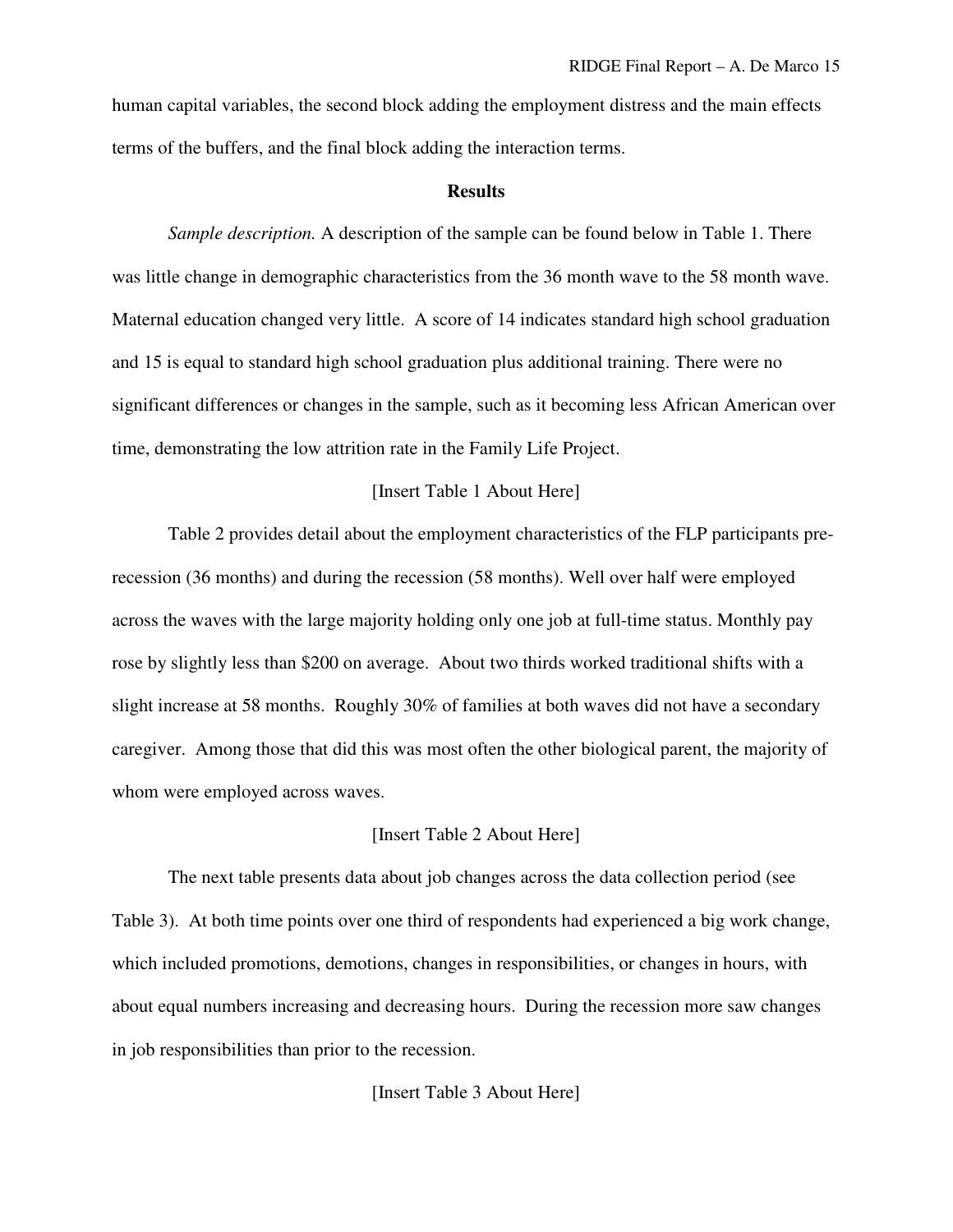human capital variables, the second block adding the employment distress and the main effects terms of the buffers, and the final block adding the interaction terms.

## Results

*Sample description.* A description of the sample can be found below in Table 1. There was little change in demographic characteristics from the 36 month wave to the 58 month wave. Maternal education changed very little. A score of 14 indicates standard high school graduation and 15 is equal to standard high school graduation plus additional training. There were no significant differences or changes in the sample, such as it becoming less African American over time, demonstrating the low attrition rate in the Family Life Project.

[Insert Table 1 About Here]

Table 2 provides detail about the employment characteristics of the FLP participants pre-recession (36 months) and during the recession (58 months). Well over half were employed across the waves with the large majority holding only one job at full-time status. Monthly pay rose by slightly less than $200 on average. About two thirds worked traditional shifts with a slight increase at 58 months. Roughly 30% of families at both waves did not have a secondary caregiver. Among those that did this was most often the other biological parent, the majority of whom were employed across waves.

[Insert Table 2 About Here]

The next table presents data about job changes across the data collection period (see Table 3). At both time points over one third of respondents had experienced a big work change, which included promotions, demotions, changes in responsibilities, or changes in hours, with about equal numbers increasing and decreasing hours. During the recession more saw changes in job responsibilities than prior to the recession.

[Insert Table 3 About Here]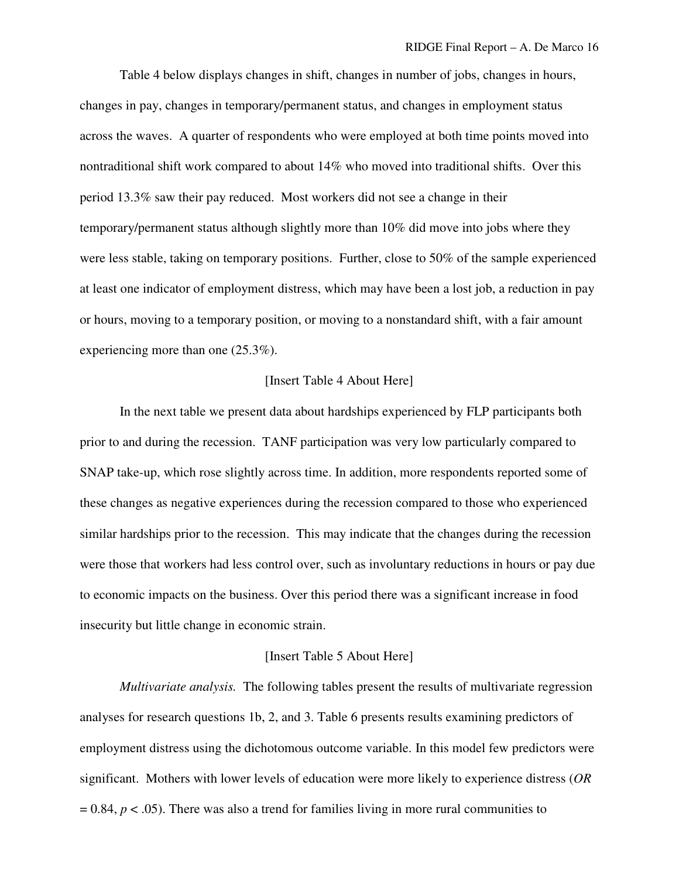Table 4 below displays changes in shift, changes in number of jobs, changes in hours, changes in pay, changes in temporary/permanent status, and changes in employment status across the waves. A quarter of respondents who were employed at both time points moved into nontraditional shift work compared to about 14% who moved into traditional shifts. Over this period 13.3% saw their pay reduced. Most workers did not see a change in their temporary/permanent status although slightly more than 10% did move into jobs where they were less stable, taking on temporary positions. Further, close to 50% of the sample experienced at least one indicator of employment distress, which may have been a lost job, a reduction in pay or hours, moving to a temporary position, or moving to a nonstandard shift, with a fair amount experiencing more than one (25.3%).

[Insert Table 4 About Here]

In the next table we present data about hardships experienced by FLP participants both prior to and during the recession. TANF participation was very low particularly compared to SNAP take-up, which rose slightly across time. In addition, more respondents reported some of these changes as negative experiences during the recession compared to those who experienced similar hardships prior to the recession. This may indicate that the changes during the recession were those that workers had less control over, such as involuntary reductions in hours or pay due to economic impacts on the business. Over this period there was a significant increase in food insecurity but little change in economic strain.

[Insert Table 5 About Here]

*Multivariate analysis.* The following tables present the results of multivariate regression analyses for research questions 1b, 2, and 3. Table 6 presents results examining predictors of employment distress using the dichotomous outcome variable. In this model few predictors were significant. Mothers with lower levels of education were more likely to experience distress ($OR = 0.84$, $p < .05$). There was also a trend for families living in more rural communities to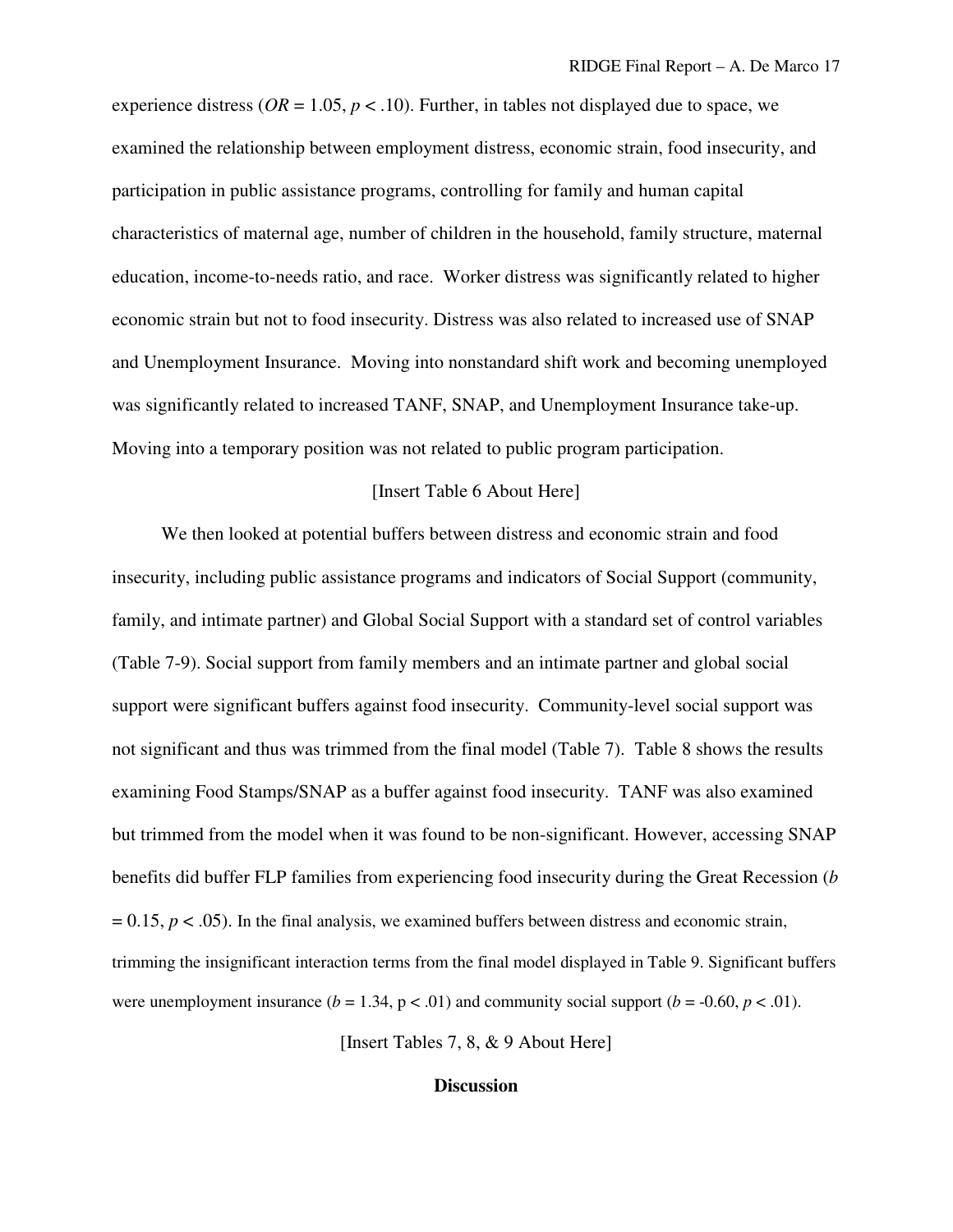experience distress (*OR* = 1.05, $p < .10$). Further, in tables not displayed due to space, we examined the relationship between employment distress, economic strain, food insecurity, and participation in public assistance programs, controlling for family and human capital characteristics of maternal age, number of children in the household, family structure, maternal education, income-to-needs ratio, and race. Worker distress was significantly related to higher economic strain but not to food insecurity. Distress was also related to increased use of SNAP and Unemployment Insurance. Moving into nonstandard shift work and becoming unemployed was significantly related to increased TANF, SNAP, and Unemployment Insurance take-up. Moving into a temporary position was not related to public program participation.

[Insert Table 6 About Here]

We then looked at potential buffers between distress and economic strain and food insecurity, including public assistance programs and indicators of Social Support (community, family, and intimate partner) and Global Social Support with a standard set of control variables (Table 7-9). Social support from family members and an intimate partner and global social support were significant buffers against food insecurity. Community-level social support was not significant and thus was trimmed from the final model (Table 7). Table 8 shows the results examining Food Stamps/SNAP as a buffer against food insecurity. TANF was also examined but trimmed from the model when it was found to be non-significant. However, accessing SNAP benefits did buffer FLP families from experiencing food insecurity during the Great Recession ($b = 0.15$, $p < .05$). In the final analysis, we examined buffers between distress and economic strain, trimming the insignificant interaction terms from the final model displayed in Table 9. Significant buffers were unemployment insurance ($b = 1.34$, $p < .01$) and community social support ($b = -0.60$, $p < .01$).

[Insert Tables 7, 8, & 9 About Here]

## Discussion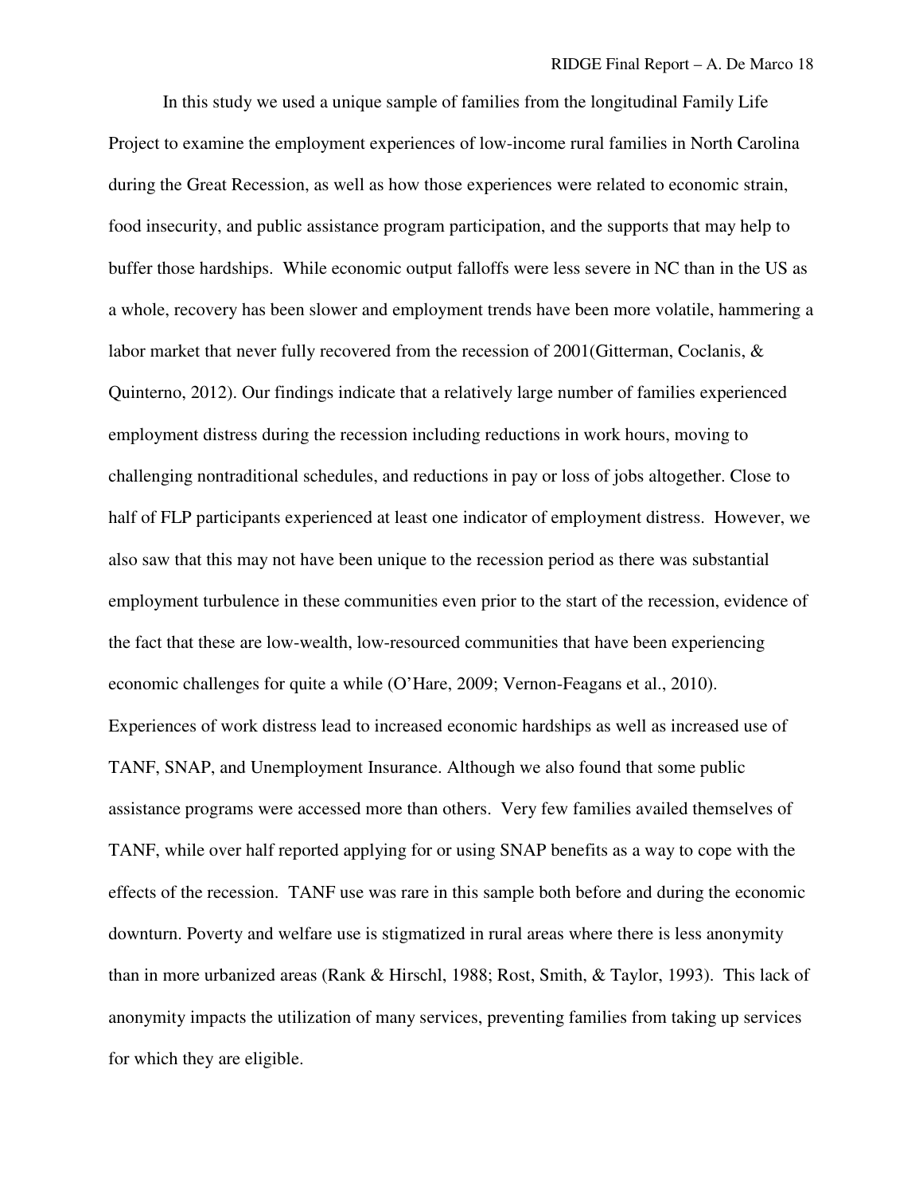In this study we used a unique sample of families from the longitudinal Family Life Project to examine the employment experiences of low-income rural families in North Carolina during the Great Recession, as well as how those experiences were related to economic strain, food insecurity, and public assistance program participation, and the supports that may help to buffer those hardships. While economic output falloffs were less severe in NC than in the US as a whole, recovery has been slower and employment trends have been more volatile, hammering a labor market that never fully recovered from the recession of 2001(Gitterman, Coclanis, & Quinterno, 2012). Our findings indicate that a relatively large number of families experienced employment distress during the recession including reductions in work hours, moving to challenging nontraditional schedules, and reductions in pay or loss of jobs altogether. Close to half of FLP participants experienced at least one indicator of employment distress. However, we also saw that this may not have been unique to the recession period as there was substantial employment turbulence in these communities even prior to the start of the recession, evidence of the fact that these are low-wealth, low-resourced communities that have been experiencing economic challenges for quite a while (O'Hare, 2009; Vernon-Feagans et al., 2010). Experiences of work distress lead to increased economic hardships as well as increased use of TANF, SNAP, and Unemployment Insurance. Although we also found that some public assistance programs were accessed more than others. Very few families availed themselves of TANF, while over half reported applying for or using SNAP benefits as a way to cope with the effects of the recession. TANF use was rare in this sample both before and during the economic downturn. Poverty and welfare use is stigmatized in rural areas where there is less anonymity than in more urbanized areas (Rank & Hirschl, 1988; Rost, Smith, & Taylor, 1993). This lack of anonymity impacts the utilization of many services, preventing families from taking up services for which they are eligible.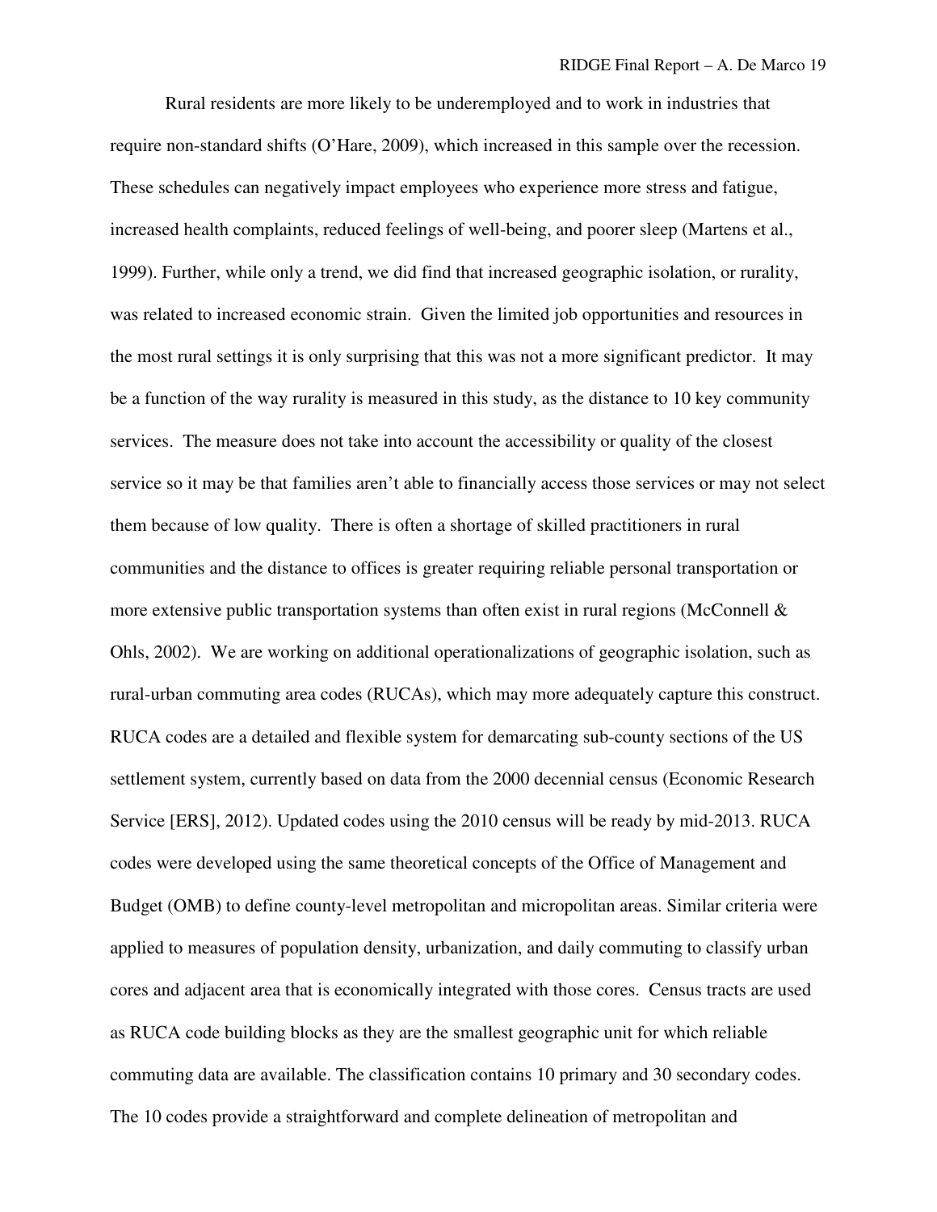Rural residents are more likely to be underemployed and to work in industries that require non-standard shifts (O'Hare, 2009), which increased in this sample over the recession. These schedules can negatively impact employees who experience more stress and fatigue, increased health complaints, reduced feelings of well-being, and poorer sleep (Martens et al., 1999). Further, while only a trend, we did find that increased geographic isolation, or rurality, was related to increased economic strain. Given the limited job opportunities and resources in the most rural settings it is only surprising that this was not a more significant predictor. It may be a function of the way rurality is measured in this study, as the distance to 10 key community services. The measure does not take into account the accessibility or quality of the closest service so it may be that families aren't able to financially access those services or may not select them because of low quality. There is often a shortage of skilled practitioners in rural communities and the distance to offices is greater requiring reliable personal transportation or more extensive public transportation systems than often exist in rural regions (McConnell & Ohls, 2002). We are working on additional operationalizations of geographic isolation, such as rural-urban commuting area codes (RUCAs), which may more adequately capture this construct. RUCA codes are a detailed and flexible system for demarcating sub-county sections of the US settlement system, currently based on data from the 2000 decennial census (Economic Research Service [ERS], 2012). Updated codes using the 2010 census will be ready by mid-2013. RUCA codes were developed using the same theoretical concepts of the Office of Management and Budget (OMB) to define county-level metropolitan and micropolitan areas. Similar criteria were applied to measures of population density, urbanization, and daily commuting to classify urban cores and adjacent area that is economically integrated with those cores. Census tracts are used as RUCA code building blocks as they are the smallest geographic unit for which reliable commuting data are available. The classification contains 10 primary and 30 secondary codes. The 10 codes provide a straightforward and complete delineation of metropolitan and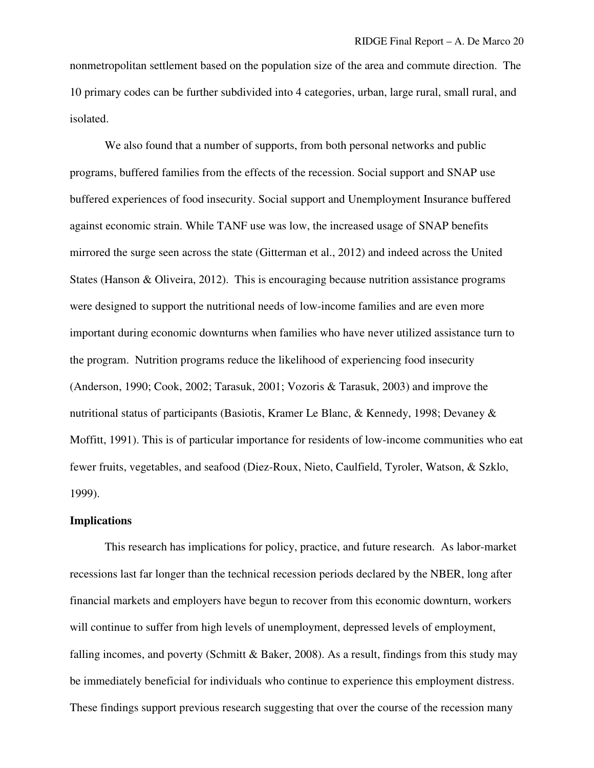nonmetropolitan settlement based on the population size of the area and commute direction. The 10 primary codes can be further subdivided into 4 categories, urban, large rural, small rural, and isolated.

We also found that a number of supports, from both personal networks and public programs, buffered families from the effects of the recession. Social support and SNAP use buffered experiences of food insecurity. Social support and Unemployment Insurance buffered against economic strain. While TANF use was low, the increased usage of SNAP benefits mirrored the surge seen across the state (Gitterman et al., 2012) and indeed across the United States (Hanson & Oliveira, 2012). This is encouraging because nutrition assistance programs were designed to support the nutritional needs of low-income families and are even more important during economic downturns when families who have never utilized assistance turn to the program. Nutrition programs reduce the likelihood of experiencing food insecurity (Anderson, 1990; Cook, 2002; Tarasuk, 2001; Vozoris & Tarasuk, 2003) and improve the nutritional status of participants (Basiotis, Kramer Le Blanc, & Kennedy, 1998; Devaney & Moffitt, 1991). This is of particular importance for residents of low-income communities who eat fewer fruits, vegetables, and seafood (Diez-Roux, Nieto, Caulfield, Tyroler, Watson, & Szklo, 1999).

**Implications**

This research has implications for policy, practice, and future research. As labor-market recessions last far longer than the technical recession periods declared by the NBER, long after financial markets and employers have begun to recover from this economic downturn, workers will continue to suffer from high levels of unemployment, depressed levels of employment, falling incomes, and poverty (Schmitt & Baker, 2008). As a result, findings from this study may be immediately beneficial for individuals who continue to experience this employment distress. These findings support previous research suggesting that over the course of the recession many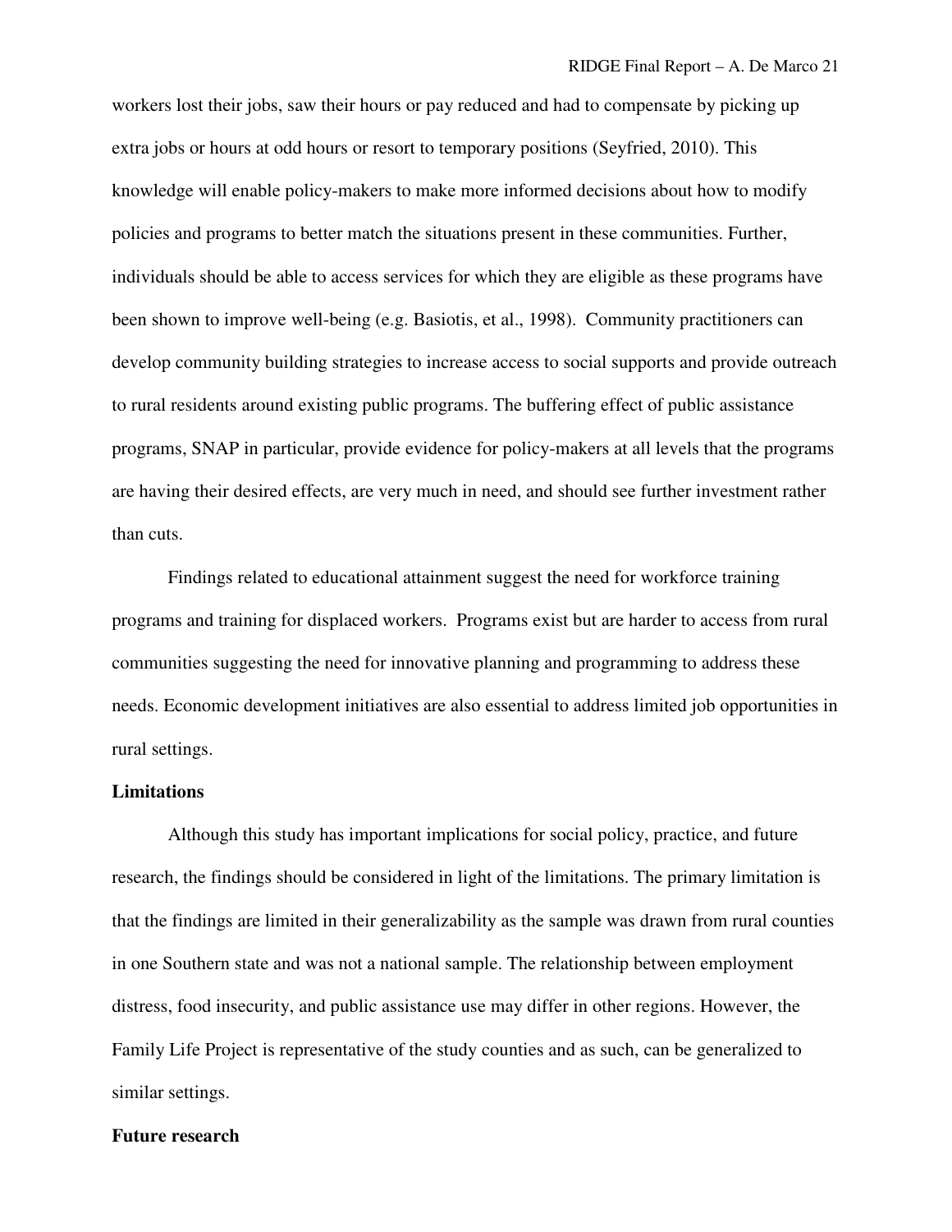workers lost their jobs, saw their hours or pay reduced and had to compensate by picking up extra jobs or hours at odd hours or resort to temporary positions (Seyfried, 2010). This knowledge will enable policy-makers to make more informed decisions about how to modify policies and programs to better match the situations present in these communities. Further, individuals should be able to access services for which they are eligible as these programs have been shown to improve well-being (e.g. Basiotis, et al., 1998). Community practitioners can develop community building strategies to increase access to social supports and provide outreach to rural residents around existing public programs. The buffering effect of public assistance programs, SNAP in particular, provide evidence for policy-makers at all levels that the programs are having their desired effects, are very much in need, and should see further investment rather than cuts.

Findings related to educational attainment suggest the need for workforce training programs and training for displaced workers. Programs exist but are harder to access from rural communities suggesting the need for innovative planning and programming to address these needs. Economic development initiatives are also essential to address limited job opportunities in rural settings.

**Limitations**

Although this study has important implications for social policy, practice, and future research, the findings should be considered in light of the limitations. The primary limitation is that the findings are limited in their generalizability as the sample was drawn from rural counties in one Southern state and was not a national sample. The relationship between employment distress, food insecurity, and public assistance use may differ in other regions. However, the Family Life Project is representative of the study counties and as such, can be generalized to similar settings.

**Future research**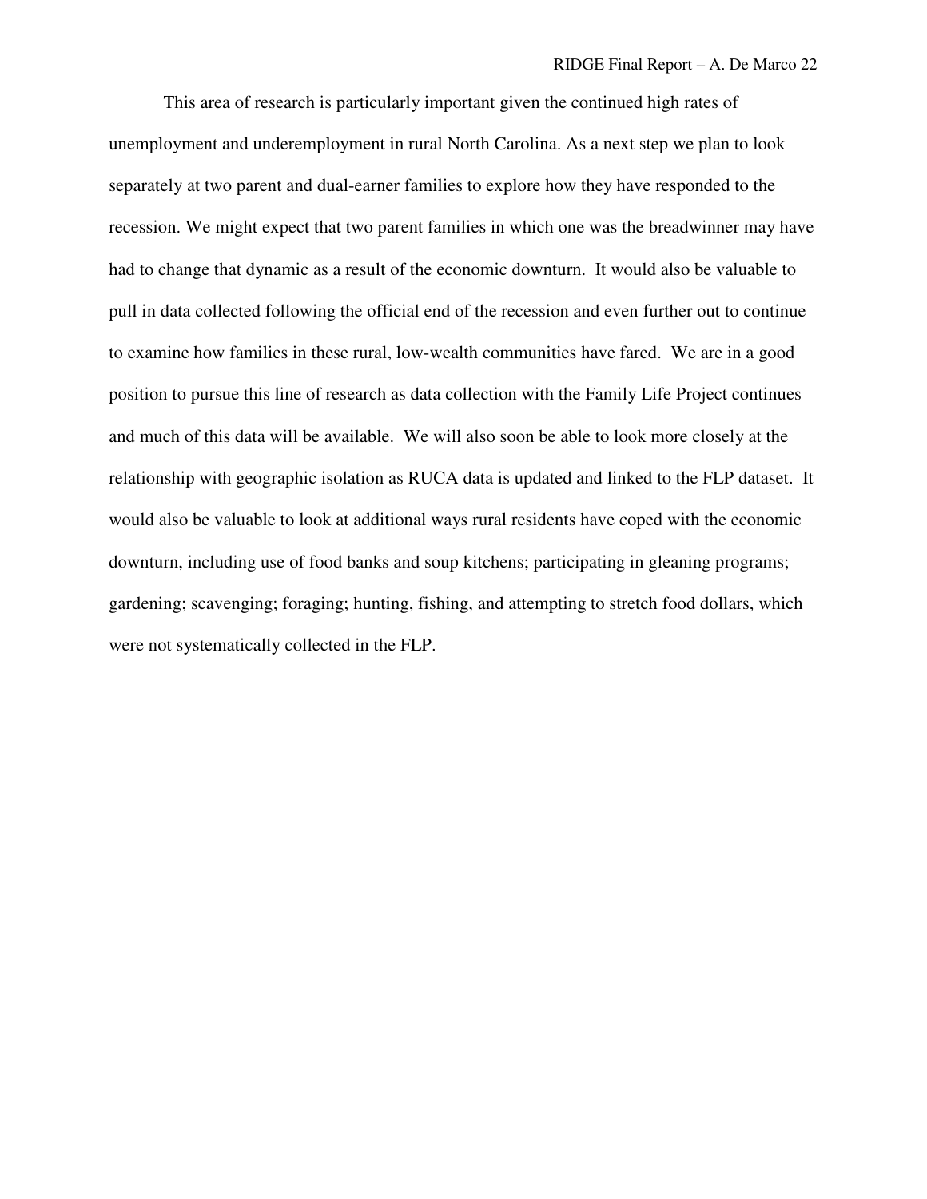This area of research is particularly important given the continued high rates of unemployment and underemployment in rural North Carolina. As a next step we plan to look separately at two parent and dual-earner families to explore how they have responded to the recession. We might expect that two parent families in which one was the breadwinner may have had to change that dynamic as a result of the economic downturn. It would also be valuable to pull in data collected following the official end of the recession and even further out to continue to examine how families in these rural, low-wealth communities have fared. We are in a good position to pursue this line of research as data collection with the Family Life Project continues and much of this data will be available. We will also soon be able to look more closely at the relationship with geographic isolation as RUCA data is updated and linked to the FLP dataset. It would also be valuable to look at additional ways rural residents have coped with the economic downturn, including use of food banks and soup kitchens; participating in gleaning programs; gardening; scavenging; foraging; hunting, fishing, and attempting to stretch food dollars, which were not systematically collected in the FLP.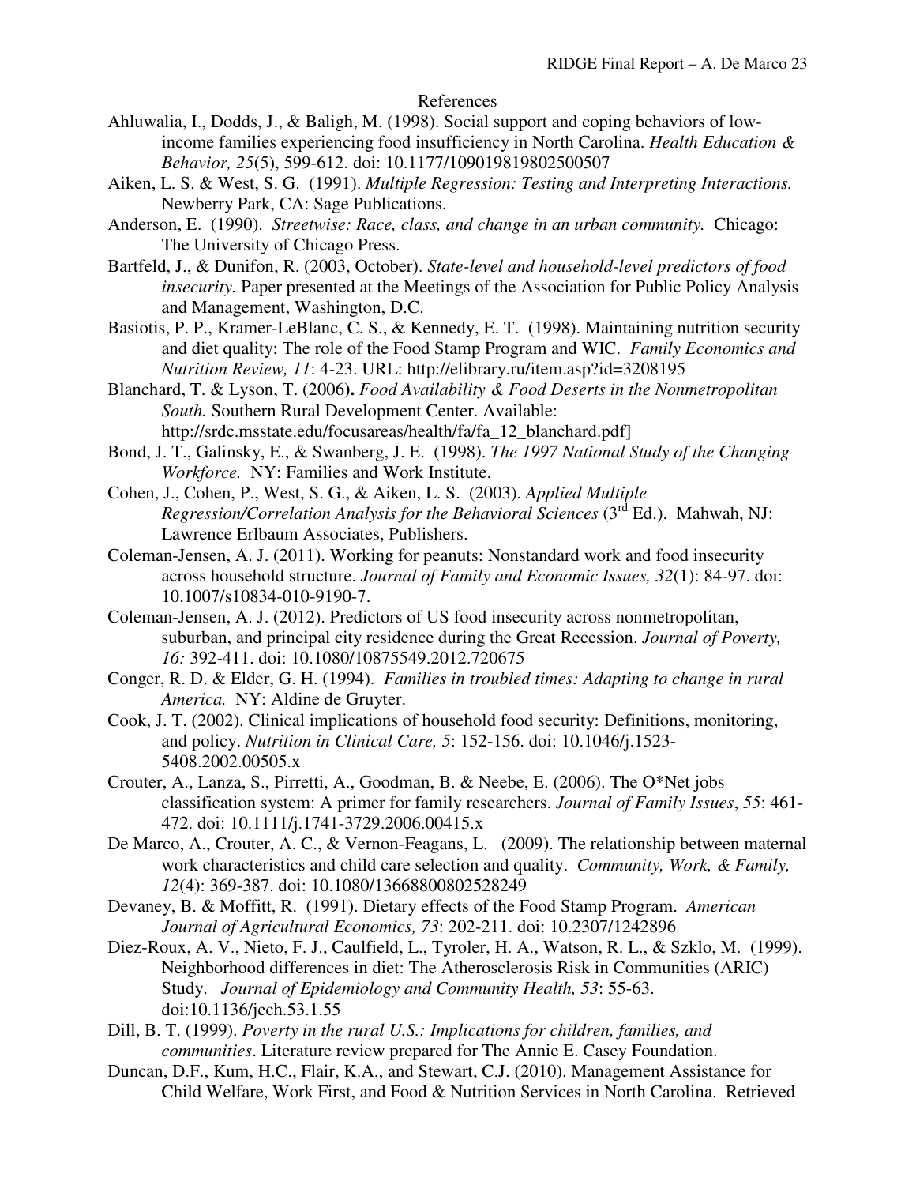# References

Ahluwalia, I., Dodds, J., & Baligh, M. (1998). Social support and coping behaviors of low-income families experiencing food insufficiency in North Carolina. *Health Education & Behavior, 25*(5), 599-612. doi: 10.1177/109019819802500507

Aiken, L. S. & West, S. G. (1991). *Multiple Regression: Testing and Interpreting Interactions.* Newberry Park, CA: Sage Publications.

Anderson, E. (1990). *Streetwise: Race, class, and change in an urban community.* Chicago: The University of Chicago Press.

Bartfeld, J., & Dunifon, R. (2003, October). *State-level and household-level predictors of food insecurity.* Paper presented at the Meetings of the Association for Public Policy Analysis and Management, Washington, D.C.

Basiotis, P. P., Kramer-LeBlanc, C. S., & Kennedy, E. T. (1998). Maintaining nutrition security and diet quality: The role of the Food Stamp Program and WIC. *Family Economics and Nutrition Review, 11*: 4-23. URL: http://elibrary.ru/item.asp?id=3208195

Blanchard, T. & Lyson, T. (2006)**.** *Food Availability & Food Deserts in the Nonmetropolitan South.* Southern Rural Development Center. Available: http://srdc.msstate.edu/focusareas/health/fa/fa_12_blanchard.pdf]

Bond, J. T., Galinsky, E., & Swanberg, J. E. (1998). *The 1997 National Study of the Changing Workforce.* NY: Families and Work Institute.

Cohen, J., Cohen, P., West, S. G., & Aiken, L. S. (2003). *Applied Multiple Regression/Correlation Analysis for the Behavioral Sciences* (3rd Ed.). Mahwah, NJ: Lawrence Erlbaum Associates, Publishers.

Coleman-Jensen, A. J. (2011). Working for peanuts: Nonstandard work and food insecurity across household structure. *Journal of Family and Economic Issues, 32*(1): 84-97. doi: 10.1007/s10834-010-9190-7.

Coleman-Jensen, A. J. (2012). Predictors of US food insecurity across nonmetropolitan, suburban, and principal city residence during the Great Recession. *Journal of Poverty, 16:* 392-411. doi: 10.1080/10875549.2012.720675

Conger, R. D. & Elder, G. H. (1994). *Families in troubled times: Adapting to change in rural America.* NY: Aldine de Gruyter.

Cook, J. T. (2002). Clinical implications of household food security: Definitions, monitoring, and policy. *Nutrition in Clinical Care, 5*: 152-156. doi: 10.1046/j.1523-5408.2002.00505.x

Crouter, A., Lanza, S., Pirretti, A., Goodman, B. & Neebe, E. (2006). The O*Net jobs classification system: A primer for family researchers. *Journal of Family Issues*, *55*: 461-472. doi: 10.1111/j.1741-3729.2006.00415.x

De Marco, A., Crouter, A. C., & Vernon-Feagans, L. (2009). The relationship between maternal work characteristics and child care selection and quality. *Community, Work, & Family, 12*(4): 369-387. doi: 10.1080/13668800802528249

Devaney, B. & Moffitt, R. (1991). Dietary effects of the Food Stamp Program. *American Journal of Agricultural Economics, 73*: 202-211. doi: 10.2307/1242896

Diez-Roux, A. V., Nieto, F. J., Caulfield, L., Tyroler, H. A., Watson, R. L., & Szklo, M. (1999). Neighborhood differences in diet: The Atherosclerosis Risk in Communities (ARIC) Study. *Journal of Epidemiology and Community Health, 53*: 55-63. doi:10.1136/jech.53.1.55

Dill, B. T. (1999). *Poverty in the rural U.S.: Implications for children, families, and communities*. Literature review prepared for The Annie E. Casey Foundation.

Duncan, D.F., Kum, H.C., Flair, K.A., and Stewart, C.J. (2010). Management Assistance for Child Welfare, Work First, and Food & Nutrition Services in North Carolina. Retrieved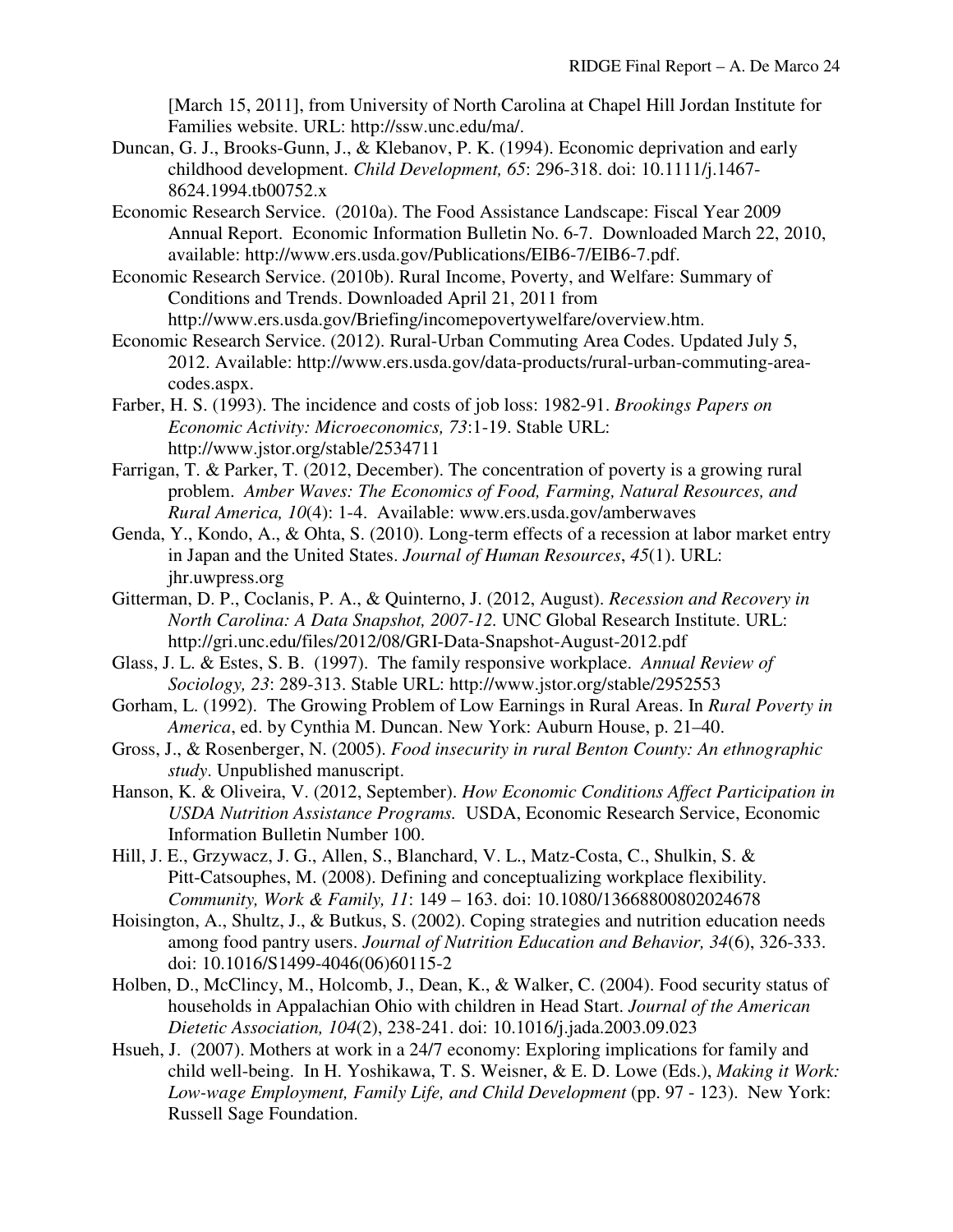[March 15, 2011], from University of North Carolina at Chapel Hill Jordan Institute for Families website. URL: http://ssw.unc.edu/ma/.

Duncan, G. J., Brooks-Gunn, J., & Klebanov, P. K. (1994). Economic deprivation and early childhood development. *Child Development, 65*: 296-318. doi: 10.1111/j.1467-8624.1994.tb00752.x

Economic Research Service. (2010a). The Food Assistance Landscape: Fiscal Year 2009 Annual Report. Economic Information Bulletin No. 6-7. Downloaded March 22, 2010, available: http://www.ers.usda.gov/Publications/EIB6-7/EIB6-7.pdf.

Economic Research Service. (2010b). Rural Income, Poverty, and Welfare: Summary of Conditions and Trends. Downloaded April 21, 2011 from http://www.ers.usda.gov/Briefing/incomepovertywelfare/overview.htm.

Economic Research Service. (2012). Rural-Urban Commuting Area Codes. Updated July 5, 2012. Available: http://www.ers.usda.gov/data-products/rural-urban-commuting-area-codes.aspx.

Farber, H. S. (1993). The incidence and costs of job loss: 1982-91. *Brookings Papers on Economic Activity: Microeconomics, 73*:1-19. Stable URL: http://www.jstor.org/stable/2534711

Farrigan, T. & Parker, T. (2012, December). The concentration of poverty is a growing rural problem. *Amber Waves: The Economics of Food, Farming, Natural Resources, and Rural America, 10*(4): 1-4. Available: www.ers.usda.gov/amberwaves

Genda, Y., Kondo, A., & Ohta, S. (2010). Long-term effects of a recession at labor market entry in Japan and the United States. *Journal of Human Resources*, *45*(1). URL: jhr.uwpress.org

Gitterman, D. P., Coclanis, P. A., & Quinterno, J. (2012, August). *Recession and Recovery in North Carolina: A Data Snapshot, 2007-12.* UNC Global Research Institute. URL: http://gri.unc.edu/files/2012/08/GRI-Data-Snapshot-August-2012.pdf

Glass, J. L. & Estes, S. B. (1997). The family responsive workplace. *Annual Review of Sociology, 23*: 289-313. Stable URL: http://www.jstor.org/stable/2952553

Gorham, L. (1992). The Growing Problem of Low Earnings in Rural Areas. In *Rural Poverty in America*, ed. by Cynthia M. Duncan. New York: Auburn House, p. 21–40.

Gross, J., & Rosenberger, N. (2005). *Food insecurity in rural Benton County: An ethnographic study*. Unpublished manuscript.

Hanson, K. & Oliveira, V. (2012, September). *How Economic Conditions Affect Participation in USDA Nutrition Assistance Programs.* USDA, Economic Research Service, Economic Information Bulletin Number 100.

Hill, J. E., Grzywacz, J. G., Allen, S., Blanchard, V. L., Matz-Costa, C., Shulkin, S. & Pitt-Catsouphes, M. (2008). Defining and conceptualizing workplace flexibility. *Community, Work & Family, 11*: 149 – 163. doi: 10.1080/13668800802024678

Hoisington, A., Shultz, J., & Butkus, S. (2002). Coping strategies and nutrition education needs among food pantry users. *Journal of Nutrition Education and Behavior, 34*(6), 326-333. doi: 10.1016/S1499-4046(06)60115-2

Holben, D., McClincy, M., Holcomb, J., Dean, K., & Walker, C. (2004). Food security status of households in Appalachian Ohio with children in Head Start. *Journal of the American Dietetic Association, 104*(2), 238-241. doi: 10.1016/j.jada.2003.09.023

Hsueh, J. (2007). Mothers at work in a 24/7 economy: Exploring implications for family and child well-being. In H. Yoshikawa, T. S. Weisner, & E. D. Lowe (Eds.), *Making it Work: Low-wage Employment, Family Life, and Child Development* (pp. 97 - 123). New York: Russell Sage Foundation.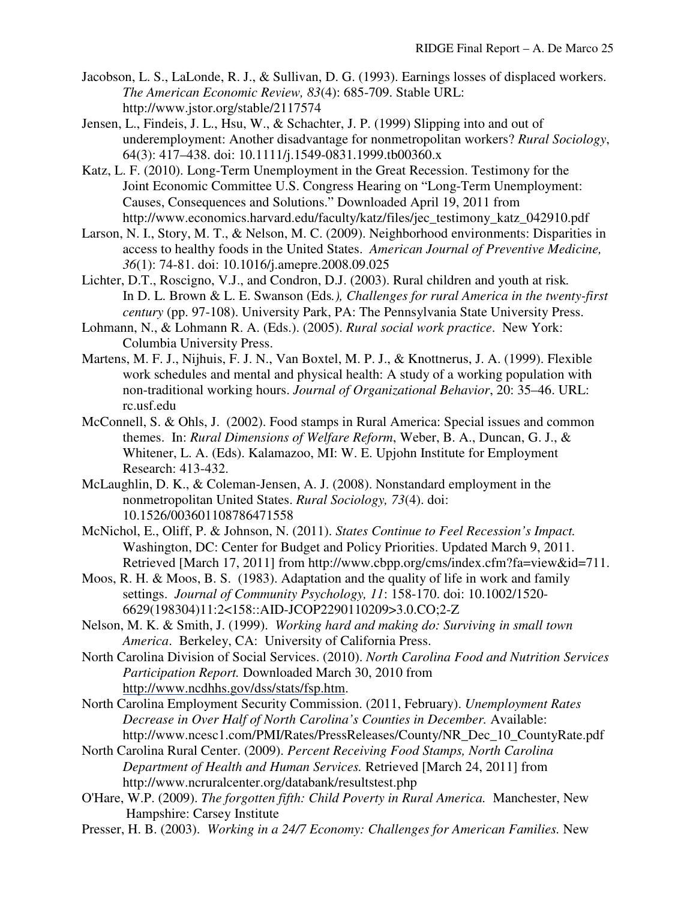Jacobson, L. S., LaLonde, R. J., & Sullivan, D. G. (1993). Earnings losses of displaced workers. *The American Economic Review, 83*(4): 685-709. Stable URL: http://www.jstor.org/stable/2117574

Jensen, L., Findeis, J. L., Hsu, W., & Schachter, J. P. (1999) Slipping into and out of underemployment: Another disadvantage for nonmetropolitan workers? *Rural Sociology*, 64(3): 417–438. doi: 10.1111/j.1549-0831.1999.tb00360.x

Katz, L. F. (2010). Long-Term Unemployment in the Great Recession. Testimony for the Joint Economic Committee U.S. Congress Hearing on "Long-Term Unemployment: Causes, Consequences and Solutions." Downloaded April 19, 2011 from http://www.economics.harvard.edu/faculty/katz/files/jec_testimony_katz_042910.pdf

Larson, N. I., Story, M. T., & Nelson, M. C. (2009). Neighborhood environments: Disparities in access to healthy foods in the United States. *American Journal of Preventive Medicine, 36*(1): 74-81. doi: 10.1016/j.amepre.2008.09.025

Lichter, D.T., Roscigno, V.J., and Condron, D.J. (2003). Rural children and youth at risk. In D. L. Brown & L. E. Swanson (Eds*.), Challenges for rural America in the twenty-first century* (pp. 97-108). University Park, PA: The Pennsylvania State University Press.

Lohmann, N., & Lohmann R. A. (Eds.). (2005). *Rural social work practice*. New York: Columbia University Press.

Martens, M. F. J., Nijhuis, F. J. N., Van Boxtel, M. P. J., & Knottnerus, J. A. (1999). Flexible work schedules and mental and physical health: A study of a working population with non-traditional working hours. *Journal of Organizational Behavior*, 20: 35–46. URL: rc.usf.edu

McConnell, S. & Ohls, J. (2002). Food stamps in Rural America: Special issues and common themes. In: *Rural Dimensions of Welfare Reform*, Weber, B. A., Duncan, G. J., & Whitener, L. A. (Eds). Kalamazoo, MI: W. E. Upjohn Institute for Employment Research: 413-432.

McLaughlin, D. K., & Coleman-Jensen, A. J. (2008). Nonstandard employment in the nonmetropolitan United States. *Rural Sociology, 73*(4). doi: 10.1526/003601108786471558

McNichol, E., Oliff, P. & Johnson, N. (2011). *States Continue to Feel Recession's Impact.* Washington, DC: Center for Budget and Policy Priorities. Updated March 9, 2011. Retrieved [March 17, 2011] from http://www.cbpp.org/cms/index.cfm?fa=view&id=711.

Moos, R. H. & Moos, B. S. (1983). Adaptation and the quality of life in work and family settings. *Journal of Community Psychology, 11*: 158-170. doi: 10.1002/1520-6629(198304)11:2<158::AID-JCOP2290110209>3.0.CO;2-Z

Nelson, M. K. & Smith, J. (1999). *Working hard and making do: Surviving in small town America*. Berkeley, CA: University of California Press.

North Carolina Division of Social Services. (2010). *North Carolina Food and Nutrition Services Participation Report.* Downloaded March 30, 2010 from http://www.ncdhhs.gov/dss/stats/fsp.htm.

North Carolina Employment Security Commission. (2011, February). *Unemployment Rates Decrease in Over Half of North Carolina's Counties in December.* Available: http://www.ncesc1.com/PMI/Rates/PressReleases/County/NR_Dec_10_CountyRate.pdf

North Carolina Rural Center. (2009). *Percent Receiving Food Stamps, North Carolina Department of Health and Human Services.* Retrieved [March 24, 2011] from http://www.ncruralcenter.org/databank/resultstest.php

O'Hare, W.P. (2009). *The forgotten fifth: Child Poverty in Rural America.* Manchester, New Hampshire: Carsey Institute

Presser, H. B. (2003). *Working in a 24/7 Economy: Challenges for American Families.* New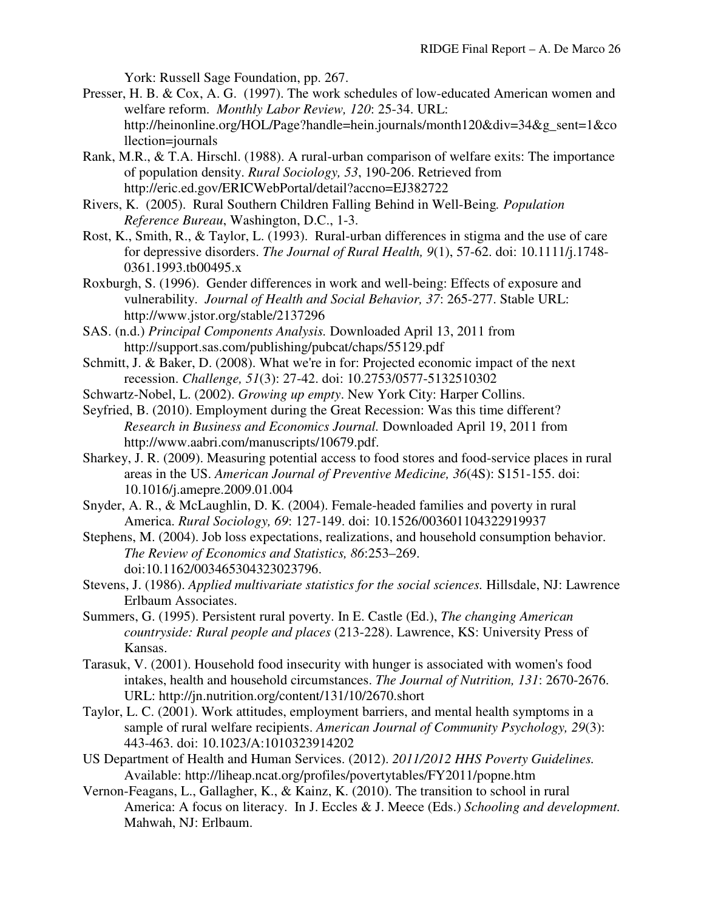York: Russell Sage Foundation, pp. 267.

Presser, H. B. & Cox, A. G. (1997). The work schedules of low-educated American women and welfare reform. *Monthly Labor Review, 120*: 25-34. URL: http://heinonline.org/HOL/Page?handle=hein.journals/month120&div=34&g_sent=1&collection=journals

Rank, M.R., & T.A. Hirschl. (1988). A rural-urban comparison of welfare exits: The importance of population density. *Rural Sociology, 53*, 190-206. Retrieved from http://eric.ed.gov/ERICWebPortal/detail?accno=EJ382722

Rivers, K. (2005). Rural Southern Children Falling Behind in Well-Being*. Population Reference Bureau*, Washington, D.C., 1-3.

Rost, K., Smith, R., & Taylor, L. (1993). Rural-urban differences in stigma and the use of care for depressive disorders. *The Journal of Rural Health, 9*(1), 57-62. doi: 10.1111/j.1748-0361.1993.tb00495.x

Roxburgh, S. (1996). Gender differences in work and well-being: Effects of exposure and vulnerability. *Journal of Health and Social Behavior, 37*: 265-277. Stable URL: http://www.jstor.org/stable/2137296

SAS. (n.d.) *Principal Components Analysis.* Downloaded April 13, 2011 from http://support.sas.com/publishing/pubcat/chaps/55129.pdf

Schmitt, J. & Baker, D. (2008). What we're in for: Projected economic impact of the next recession. *Challenge, 51*(3): 27-42. doi: 10.2753/0577-5132510302

Schwartz-Nobel, L. (2002). *Growing up empty*. New York City: Harper Collins.

Seyfried, B. (2010). Employment during the Great Recession: Was this time different? *Research in Business and Economics Journal.* Downloaded April 19, 2011 from http://www.aabri.com/manuscripts/10679.pdf.

Sharkey, J. R. (2009). Measuring potential access to food stores and food-service places in rural areas in the US. *American Journal of Preventive Medicine, 36*(4S): S151-155. doi: 10.1016/j.amepre.2009.01.004

Snyder, A. R., & McLaughlin, D. K. (2004). Female-headed families and poverty in rural America. *Rural Sociology, 69*: 127-149. doi: 10.1526/003601104322919937

Stephens, M. (2004). Job loss expectations, realizations, and household consumption behavior. *The Review of Economics and Statistics, 86*:253–269. doi:10.1162/003465304323023796.

Stevens, J. (1986). *Applied multivariate statistics for the social sciences.* Hillsdale, NJ: Lawrence Erlbaum Associates.

Summers, G. (1995). Persistent rural poverty. In E. Castle (Ed.), *The changing American countryside: Rural people and places* (213-228). Lawrence, KS: University Press of Kansas.

Tarasuk, V. (2001). Household food insecurity with hunger is associated with women's food intakes, health and household circumstances. *The Journal of Nutrition, 131*: 2670-2676. URL: http://jn.nutrition.org/content/131/10/2670.short

Taylor, L. C. (2001). Work attitudes, employment barriers, and mental health symptoms in a sample of rural welfare recipients. *American Journal of Community Psychology, 29*(3): 443-463. doi: 10.1023/A:1010323914202

US Department of Health and Human Services. (2012). *2011/2012 HHS Poverty Guidelines.* Available: http://liheap.ncat.org/profiles/povertytables/FY2011/popne.htm

Vernon-Feagans, L., Gallagher, K., & Kainz, K. (2010). The transition to school in rural America: A focus on literacy. In J. Eccles & J. Meece (Eds.) *Schooling and development.* Mahwah, NJ: Erlbaum.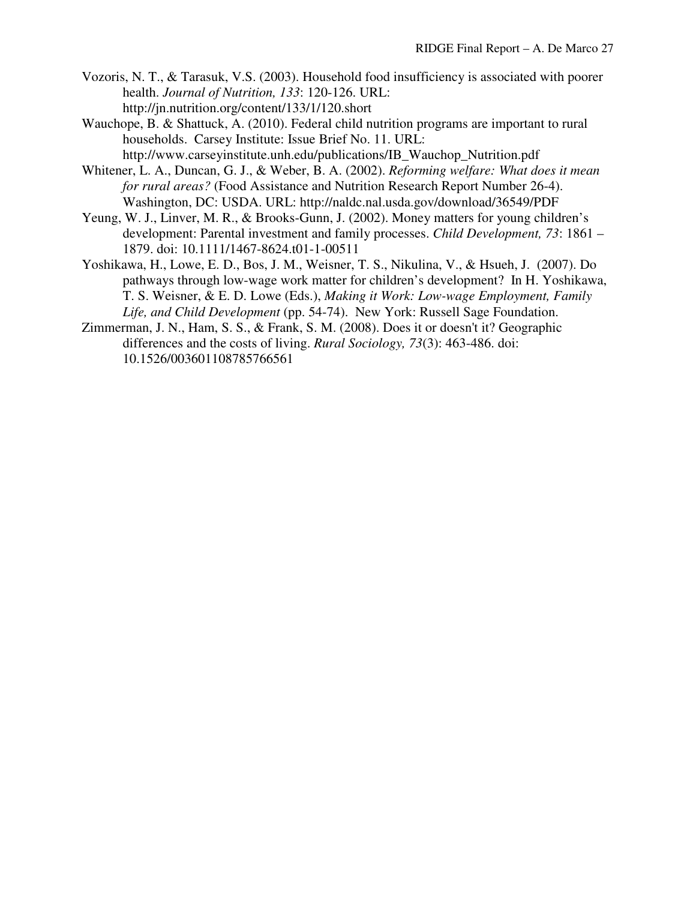Vozoris, N. T., & Tarasuk, V.S. (2003). Household food insufficiency is associated with poorer health. *Journal of Nutrition, 133*: 120-126. URL: http://jn.nutrition.org/content/133/1/120.short

Wauchope, B. & Shattuck, A. (2010). Federal child nutrition programs are important to rural households. Carsey Institute: Issue Brief No. 11. URL: http://www.carseyinstitute.unh.edu/publications/IB_Wauchop_Nutrition.pdf

Whitener, L. A., Duncan, G. J., & Weber, B. A. (2002). *Reforming welfare: What does it mean for rural areas?* (Food Assistance and Nutrition Research Report Number 26-4). Washington, DC: USDA. URL: http://naldc.nal.usda.gov/download/36549/PDF

Yeung, W. J., Linver, M. R., & Brooks-Gunn, J. (2002). Money matters for young children's development: Parental investment and family processes. *Child Development, 73*: 1861 – 1879. doi: 10.1111/1467-8624.t01-1-00511

Yoshikawa, H., Lowe, E. D., Bos, J. M., Weisner, T. S., Nikulina, V., & Hsueh, J. (2007). Do pathways through low-wage work matter for children's development? In H. Yoshikawa, T. S. Weisner, & E. D. Lowe (Eds.), *Making it Work: Low-wage Employment, Family Life, and Child Development* (pp. 54-74). New York: Russell Sage Foundation.

Zimmerman, J. N., Ham, S. S., & Frank, S. M. (2008). Does it or doesn't it? Geographic differences and the costs of living. *Rural Sociology, 73*(3): 463-486. doi: 10.1526/003601108785766561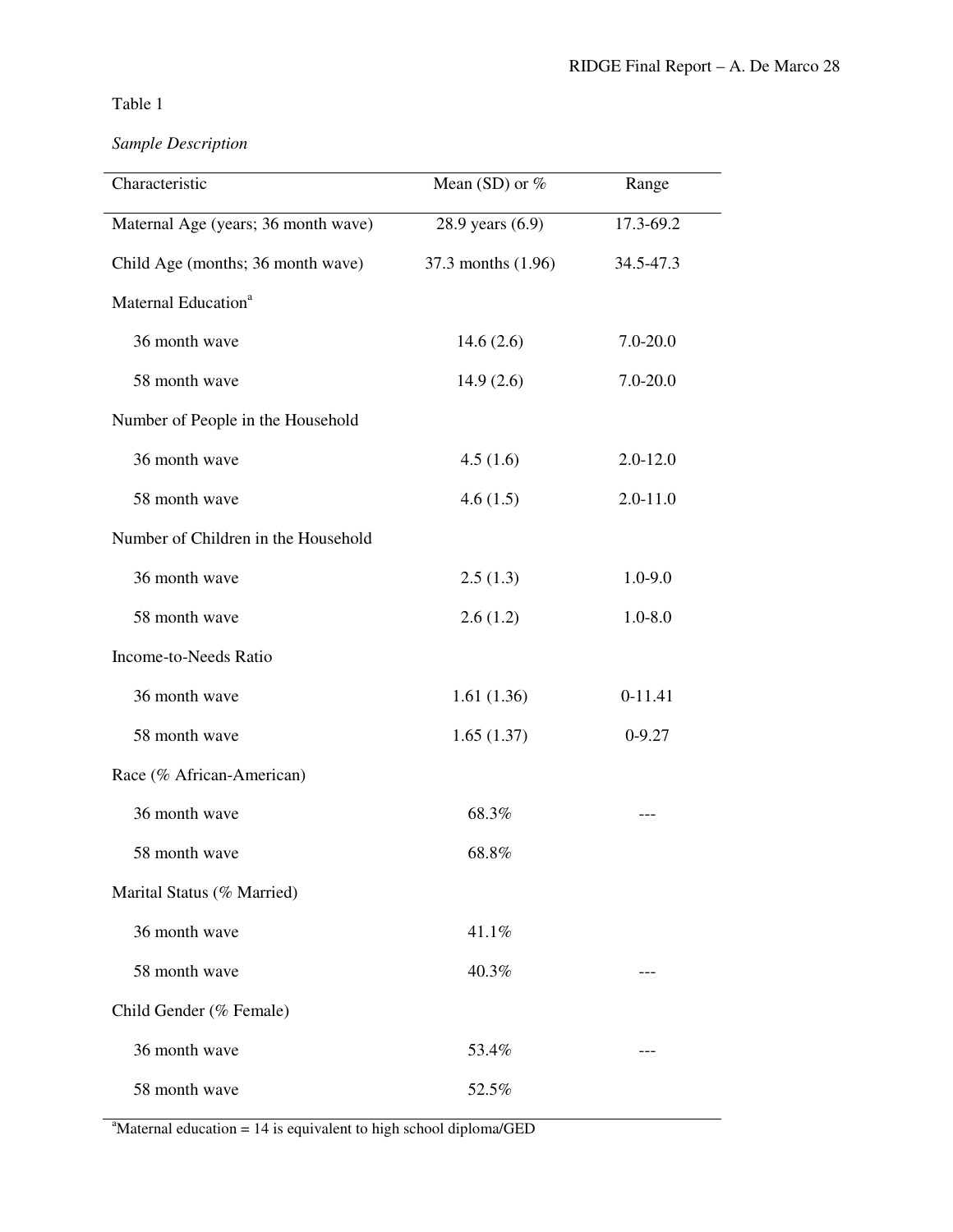Table 1

*Sample Description*

| Characteristic | Mean (SD) or % | Range |
|---|---|---|
| Maternal Age (years; 36 month wave) | 28.9 years (6.9) | 17.3-69.2 |
| Child Age (months; 36 month wave) | 37.3 months (1.96) | 34.5-47.3 |
| Maternal Education[a] | | |
| 36 month wave | 14.6 (2.6) | 7.0-20.0 |
| 58 month wave | 14.9 (2.6) | 7.0-20.0 |
| Number of People in the Household | | |
| 36 month wave | 4.5 (1.6) | 2.0-12.0 |
| 58 month wave | 4.6 (1.5) | 2.0-11.0 |
| Number of Children in the Household | | |
| 36 month wave | 2.5 (1.3) | 1.0-9.0 |
| 58 month wave | 2.6 (1.2) | 1.0-8.0 |
| Income-to-Needs Ratio | | |
| 36 month wave | 1.61 (1.36) | 0-11.41 |
| 58 month wave | 1.65 (1.37) | 0-9.27 |
| Race (% African-American) | | |
| 36 month wave | 68.3% | --- |
| 58 month wave | 68.8% | |
| Marital Status (% Married) | | |
| 36 month wave | 41.1% | |
| 58 month wave | 40.3% | --- |
| Child Gender (% Female) | | |
| 36 month wave | 53.4% | --- |
| 58 month wave | 52.5% | |

[a]Maternal education = 14 is equivalent to high school diploma/GED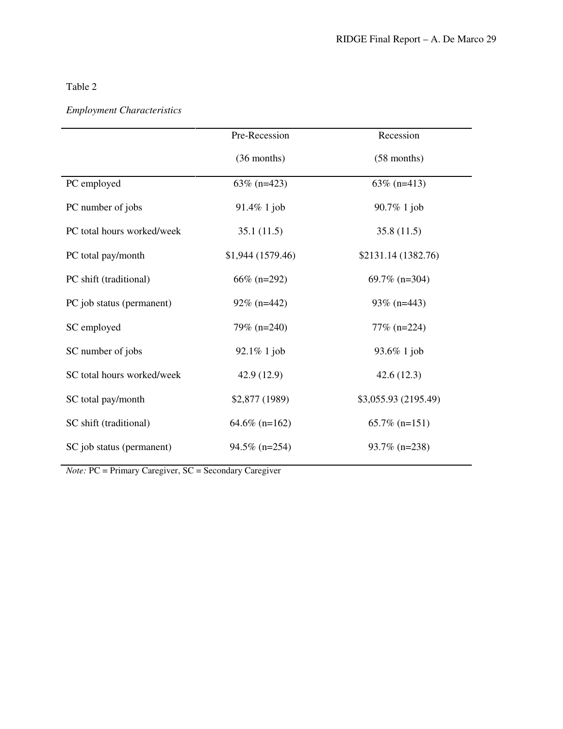Table 2

*Employment Characteristics*

| | Pre-Recession (36 months) | Recession (58 months) |
|---|---|---|
| PC employed | 63% (n=423) | 63% (n=413) |
| PC number of jobs | 91.4% 1 job | 90.7% 1 job |
| PC total hours worked/week | 35.1 (11.5) | 35.8 (11.5) |
| PC total pay/month | $1,944 (1579.46) | $2131.14 (1382.76) |
| PC shift (traditional) | 66% (n=292) | 69.7% (n=304) |
| PC job status (permanent) | 92% (n=442) | 93% (n=443) |
| SC employed | 79% (n=240) | 77% (n=224) |
| SC number of jobs | 92.1% 1 job | 93.6% 1 job |
| SC total hours worked/week | 42.9 (12.9) | 42.6 (12.3) |
| SC total pay/month | $2,877 (1989) | $3,055.93 (2195.49) |
| SC shift (traditional) | 64.6% (n=162) | 65.7% (n=151) |
| SC job status (permanent) | 94.5% (n=254) | 93.7% (n=238) |

*Note:* PC = Primary Caregiver, SC = Secondary Caregiver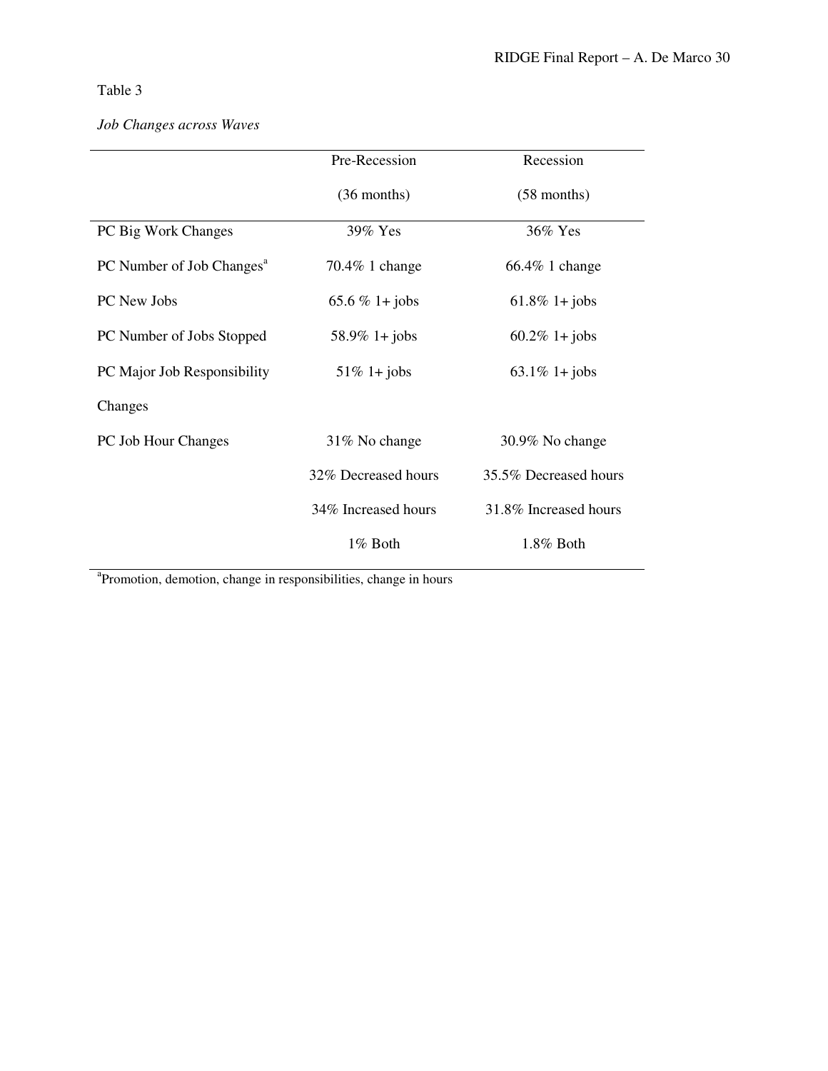Table 3

*Job Changes across Waves*

| | Pre-Recession (36 months) | Recession (58 months) |
|---|---|---|
| PC Big Work Changes | 39% Yes | 36% Yes |
| PC Number of Job Changes[a] | 70.4% 1 change | 66.4% 1 change |
| PC New Jobs | 65.6 % 1+ jobs | 61.8% 1+ jobs |
| PC Number of Jobs Stopped | 58.9% 1+ jobs | 60.2% 1+ jobs |
| PC Major Job Responsibility Changes | 51% 1+ jobs | 63.1% 1+ jobs |
| PC Job Hour Changes | 31% No change | 30.9% No change |
| | 32% Decreased hours | 35.5% Decreased hours |
| | 34% Increased hours | 31.8% Increased hours |
| | 1% Both | 1.8% Both |

[a]Promotion, demotion, change in responsibilities, change in hours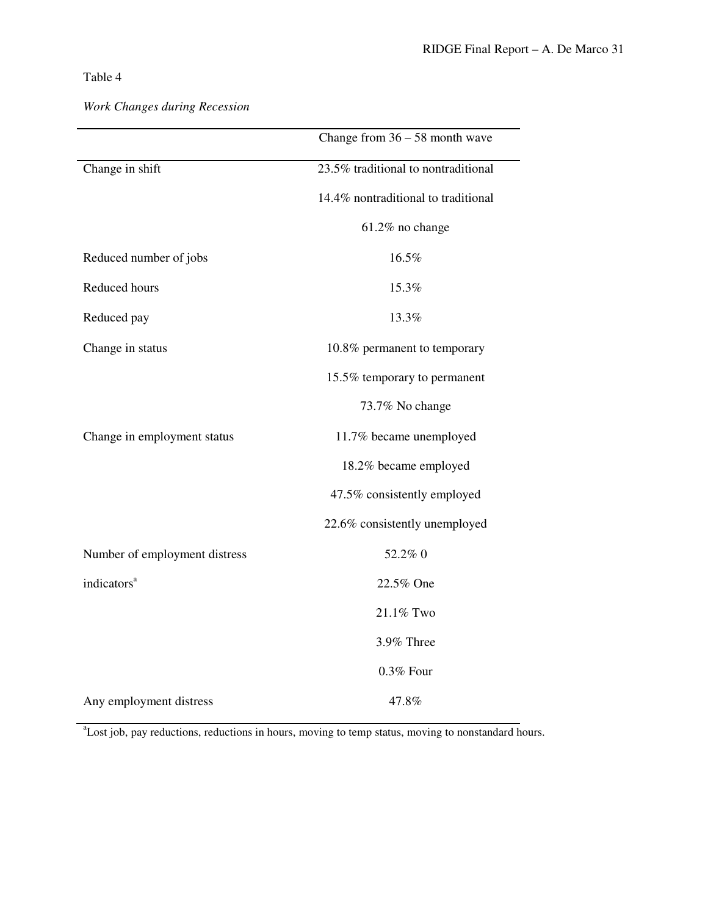Table 4

*Work Changes during Recession*

| | Change from 36 – 58 month wave |
|---|---|
| Change in shift | 23.5% traditional to nontraditional |
| | 14.4% nontraditional to traditional |
| | 61.2% no change |
| Reduced number of jobs | 16.5% |
| Reduced hours | 15.3% |
| Reduced pay | 13.3% |
| Change in status | 10.8% permanent to temporary |
| | 15.5% temporary to permanent |
| | 73.7% No change |
| Change in employment status | 11.7% became unemployed |
| | 18.2% became employed |
| | 47.5% consistently employed |
| | 22.6% consistently unemployed |
| Number of employment distress indicators[a] | 52.2% 0 |
| | 22.5% One |
| | 21.1% Two |
| | 3.9% Three |
| | 0.3% Four |
| Any employment distress | 47.8% |

[a]Lost job, pay reductions, reductions in hours, moving to temp status, moving to nonstandard hours.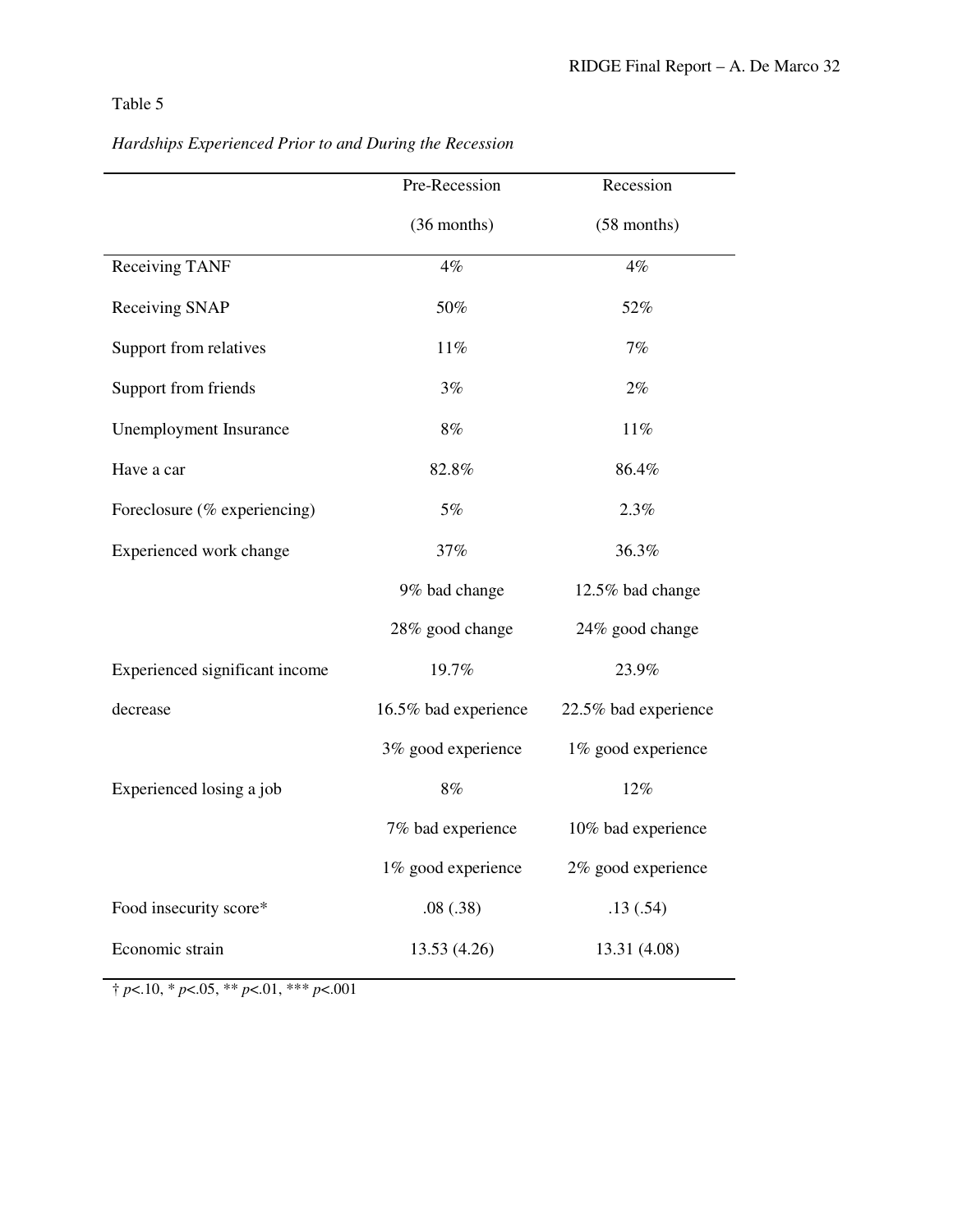Table 5

*Hardships Experienced Prior to and During the Recession*

| | Pre-Recession (36 months) | Recession (58 months) |
|---|---|---|
| Receiving TANF | 4% | 4% |
| Receiving SNAP | 50% | 52% |
| Support from relatives | 11% | 7% |
| Support from friends | 3% | 2% |
| Unemployment Insurance | 8% | 11% |
| Have a car | 82.8% | 86.4% |
| Foreclosure (% experiencing) | 5% | 2.3% |
| Experienced work change | 37% | 36.3% |
| | 9% bad change | 12.5% bad change |
| | 28% good change | 24% good change |
| Experienced significant income decrease | 19.7% | 23.9% |
| | 16.5% bad experience | 22.5% bad experience |
| | 3% good experience | 1% good experience |
| Experienced losing a job | 8% | 12% |
| | 7% bad experience | 10% bad experience |
| | 1% good experience | 2% good experience |
| Food insecurity score* | .08 (.38) | .13 (.54) |
| Economic strain | 13.53 (4.26) | 13.31 (4.08) |

† $p<.10$, * $p<.05$, ** $p<.01$, *** $p<.001$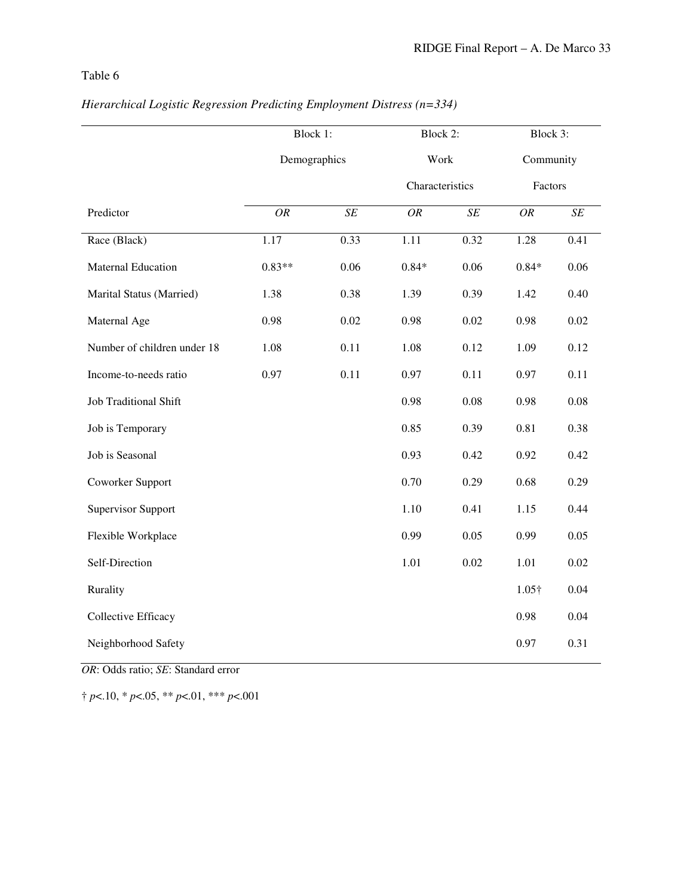Table 6

*Hierarchical Logistic Regression Predicting Employment Distress (n=334)*

| | Block 1: Demographics | | Block 2: Work Characteristics | | Block 3: Community Factors | |
|---|---|---|---|---|---|---|
| Predictor | *OR* | *SE* | *OR* | *SE* | *OR* | *SE* |
| Race (Black) | 1.17 | 0.33 | 1.11 | 0.32 | 1.28 | 0.41 |
| Maternal Education | 0.83** | 0.06 | 0.84* | 0.06 | 0.84* | 0.06 |
| Marital Status (Married) | 1.38 | 0.38 | 1.39 | 0.39 | 1.42 | 0.40 |
| Maternal Age | 0.98 | 0.02 | 0.98 | 0.02 | 0.98 | 0.02 |
| Number of children under 18 | 1.08 | 0.11 | 1.08 | 0.12 | 1.09 | 0.12 |
| Income-to-needs ratio | 0.97 | 0.11 | 0.97 | 0.11 | 0.97 | 0.11 |
| Job Traditional Shift | | | 0.98 | 0.08 | 0.98 | 0.08 |
| Job is Temporary | | | 0.85 | 0.39 | 0.81 | 0.38 |
| Job is Seasonal | | | 0.93 | 0.42 | 0.92 | 0.42 |
| Coworker Support | | | 0.70 | 0.29 | 0.68 | 0.29 |
| Supervisor Support | | | 1.10 | 0.41 | 1.15 | 0.44 |
| Flexible Workplace | | | 0.99 | 0.05 | 0.99 | 0.05 |
| Self-Direction | | | 1.01 | 0.02 | 1.01 | 0.02 |
| Rurality | | | | | 1.05† | 0.04 |
| Collective Efficacy | | | | | 0.98 | 0.04 |
| Neighborhood Safety | | | | | 0.97 | 0.31 |

*OR*: Odds ratio; *SE*: Standard error

† $p<.10$, * $p<.05$, ** $p<.01$, *** $p<.001$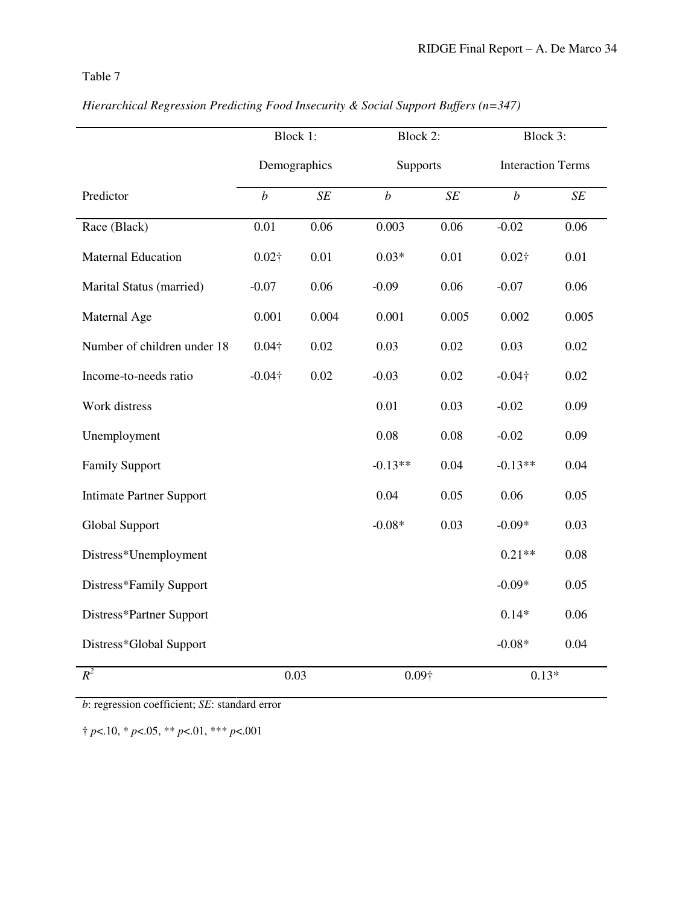Table 7

*Hierarchical Regression Predicting Food Insecurity & Social Support Buffers (n=347)*

| | Block 1: Demographics | | Block 2: Supports | | Block 3: Interaction Terms | |
|---|---|---|---|---|---|---|
| Predictor | *b* | *SE* | *b* | *SE* | *b* | *SE* |
| Race (Black) | 0.01 | 0.06 | 0.003 | 0.06 | -0.02 | 0.06 |
| Maternal Education | 0.02† | 0.01 | 0.03* | 0.01 | 0.02† | 0.01 |
| Marital Status (married) | -0.07 | 0.06 | -0.09 | 0.06 | -0.07 | 0.06 |
| Maternal Age | 0.001 | 0.004 | 0.001 | 0.005 | 0.002 | 0.005 |
| Number of children under 18 | 0.04† | 0.02 | 0.03 | 0.02 | 0.03 | 0.02 |
| Income-to-needs ratio | -0.04† | 0.02 | -0.03 | 0.02 | -0.04† | 0.02 |
| Work distress | | | 0.01 | 0.03 | -0.02 | 0.09 |
| Unemployment | | | 0.08 | 0.08 | -0.02 | 0.09 |
| Family Support | | | -0.13** | 0.04 | -0.13** | 0.04 |
| Intimate Partner Support | | | 0.04 | 0.05 | 0.06 | 0.05 |
| Global Support | | | -0.08* | 0.03 | -0.09* | 0.03 |
| Distress*Unemployment | | | | | 0.21** | 0.08 |
| Distress*Family Support | | | | | -0.09* | 0.05 |
| Distress*Partner Support | | | | | 0.14* | 0.06 |
| Distress*Global Support | | | | | -0.08* | 0.04 |
| $R^2$ | 0.03 | | 0.09† | | 0.13* | |

*b*: regression coefficient; *SE*: standard error

† *p*<.10, * *p*<.05, ** *p*<.01, *** *p*<.001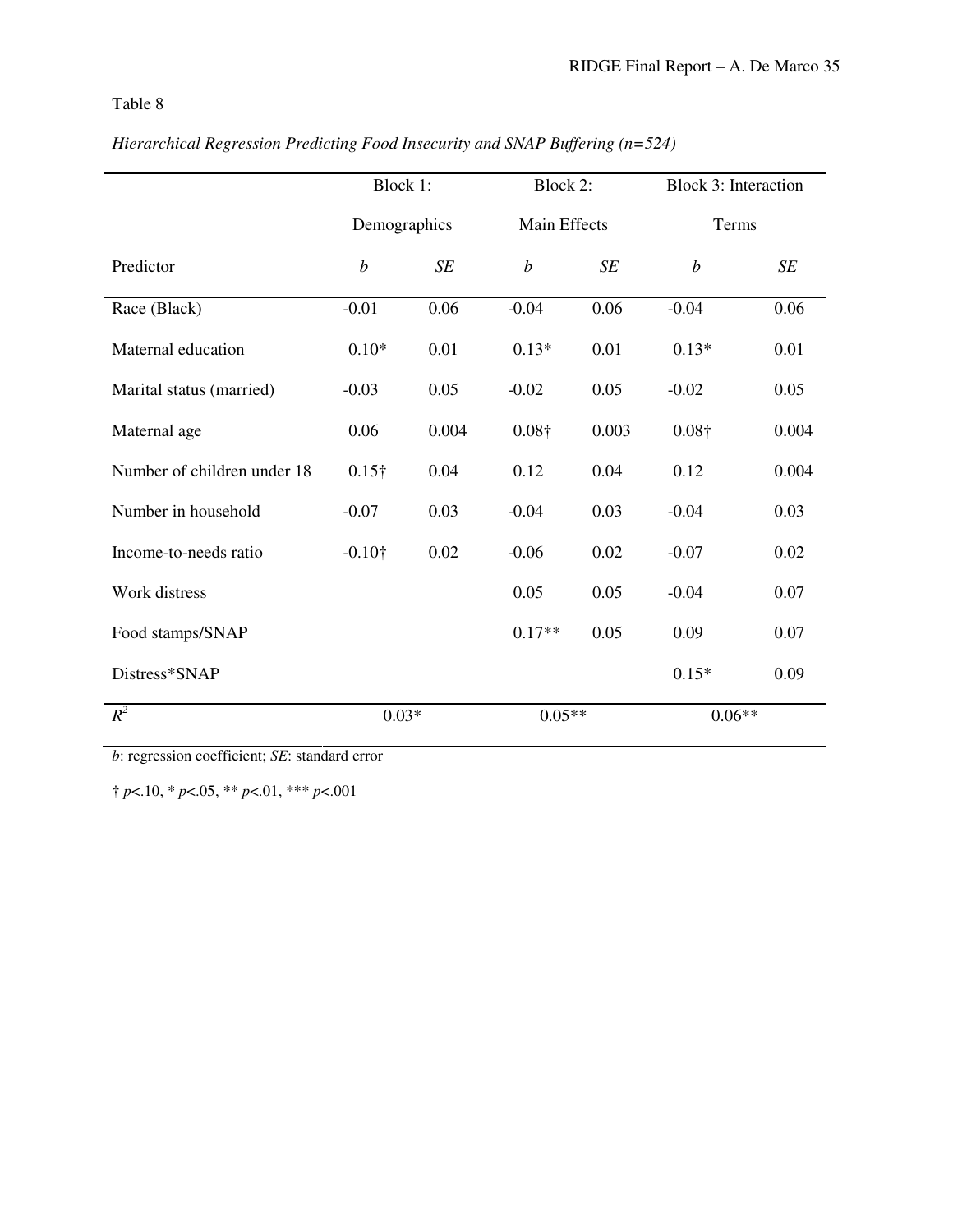Table 8

*Hierarchical Regression Predicting Food Insecurity and SNAP Buffering (n=524)*

| | Block 1: Demographics | | Block 2: Main Effects | | Block 3: Interaction Terms | |
|---|---|---|---|---|---|---|
| Predictor | *b* | *SE* | *b* | *SE* | *b* | *SE* |
| Race (Black) | -0.01 | 0.06 | -0.04 | 0.06 | -0.04 | 0.06 |
| Maternal education | 0.10* | 0.01 | 0.13* | 0.01 | 0.13* | 0.01 |
| Marital status (married) | -0.03 | 0.05 | -0.02 | 0.05 | -0.02 | 0.05 |
| Maternal age | 0.06 | 0.004 | 0.08† | 0.003 | 0.08† | 0.004 |
| Number of children under 18 | 0.15† | 0.04 | 0.12 | 0.04 | 0.12 | 0.004 |
| Number in household | -0.07 | 0.03 | -0.04 | 0.03 | -0.04 | 0.03 |
| Income-to-needs ratio | -0.10† | 0.02 | -0.06 | 0.02 | -0.07 | 0.02 |
| Work distress | | | 0.05 | 0.05 | -0.04 | 0.07 |
| Food stamps/SNAP | | | 0.17** | 0.05 | 0.09 | 0.07 |
| Distress*SNAP | | | | | 0.15* | 0.09 |
| $R^2$ | 0.03* | | 0.05** | | 0.06** | |

*b*: regression coefficient; *SE*: standard error

† $p$<.10, * $p$<.05, ** $p$<.01, *** $p$<.001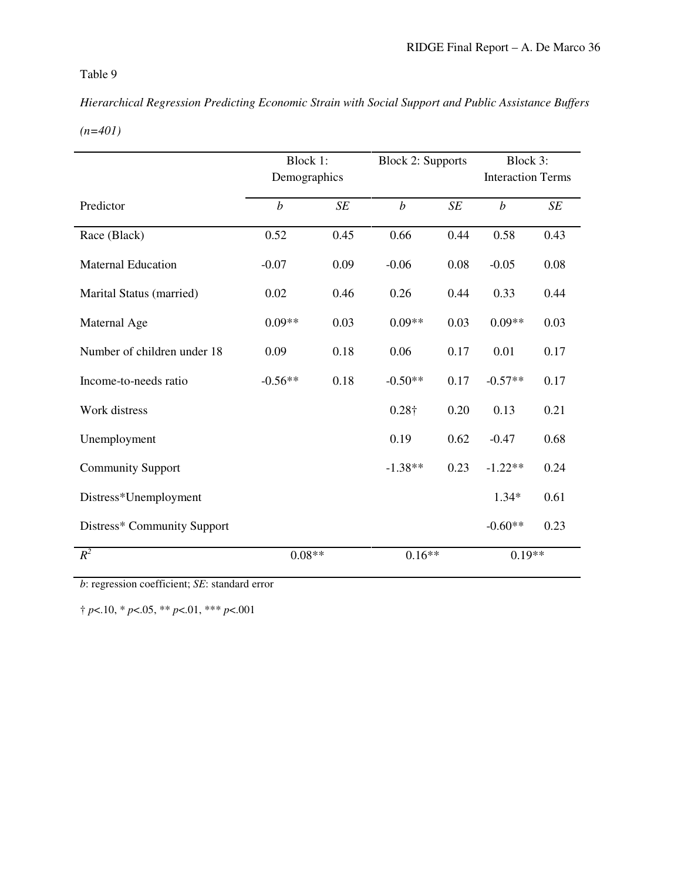Table 9

*Hierarchical Regression Predicting Economic Strain with Social Support and Public Assistance Buffers (n=401)*

| | Block 1: Demographics | | Block 2: Supports | | Block 3: Interaction Terms | |
|---|---|---|---|---|---|---|
| Predictor | *b* | *SE* | *b* | *SE* | *b* | *SE* |
| Race (Black) | 0.52 | 0.45 | 0.66 | 0.44 | 0.58 | 0.43 |
| Maternal Education | -0.07 | 0.09 | -0.06 | 0.08 | -0.05 | 0.08 |
| Marital Status (married) | 0.02 | 0.46 | 0.26 | 0.44 | 0.33 | 0.44 |
| Maternal Age | 0.09** | 0.03 | 0.09** | 0.03 | 0.09** | 0.03 |
| Number of children under 18 | 0.09 | 0.18 | 0.06 | 0.17 | 0.01 | 0.17 |
| Income-to-needs ratio | -0.56** | 0.18 | -0.50** | 0.17 | -0.57** | 0.17 |
| Work distress | | | 0.28† | 0.20 | 0.13 | 0.21 |
| Unemployment | | | 0.19 | 0.62 | -0.47 | 0.68 |
| Community Support | | | -1.38** | 0.23 | -1.22** | 0.24 |
| Distress*Unemployment | | | | | 1.34* | 0.61 |
| Distress* Community Support | | | | | -0.60** | 0.23 |
| $R^2$ | 0.08** | | 0.16** | | 0.19** | |

*b*: regression coefficient; *SE*: standard error

† $p$<.10, * $p$<.05, ** $p$<.01, *** $p$<.001